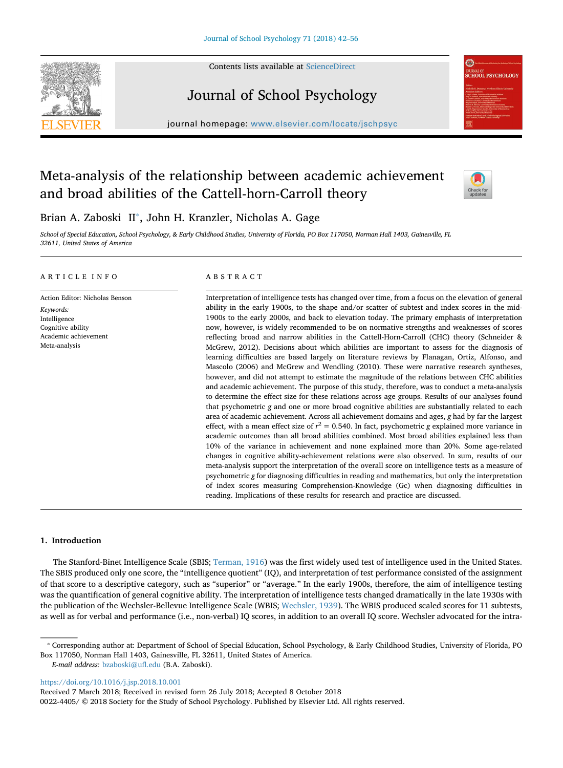Contents lists available at ScienceDirect

# Journal of School Psychology

journal homepage: www.elsevier.com/locate/jschpsyc

# Meta-analysis of the relationship between academic achievement and broad abilities of the Cattell-horn-Carroll theory

Brian A. Zaboski II*, John H. Kranzler, Nicholas A. Gage

*School of Special Education, School Psychology, & Early Childhood Studies, University of Florida, PO Box 117050, Norman Hall 1403, Gainesville, FL 32611, United States of America*

## ARTICLE INFO

Action Editor: Nicholas Benson

*Keywords:*
Intelligence
Cognitive ability
Academic achievement
Meta-analysis

## ABSTRACT

Interpretation of intelligence tests has changed over time, from a focus on the elevation of general ability in the early 1900s, to the shape and/or scatter of subtest and index scores in the mid-1900s to the early 2000s, and back to elevation today. The primary emphasis of interpretation now, however, is widely recommended to be on normative strengths and weaknesses of scores reflecting broad and narrow abilities in the Cattell-Horn-Carroll (CHC) theory (Schneider & McGrew, 2012). Decisions about which abilities are important to assess for the diagnosis of learning difficulties are based largely on literature reviews by Flanagan, Ortiz, Alfonso, and Mascolo (2006) and McGrew and Wendling (2010). These were narrative research syntheses, however, and did not attempt to estimate the magnitude of the relations between CHC abilities and academic achievement. The purpose of this study, therefore, was to conduct a meta-analysis to determine the effect size for these relations across age groups. Results of our analyses found that psychometric *g* and one or more broad cognitive abilities are substantially related to each area of academic achievement. Across all achievement domains and ages, *g* had by far the largest effect, with a mean effect size of $r^2 = 0.540$. In fact, psychometric *g* explained more variance in academic outcomes than all broad abilities combined. Most broad abilities explained less than 10% of the variance in achievement and none explained more than 20%. Some age-related changes in cognitive ability-achievement relations were also observed. In sum, results of our meta-analysis support the interpretation of the overall score on intelligence tests as a measure of psychometric *g* for diagnosing difficulties in reading and mathematics, but only the interpretation of index scores measuring Comprehension-Knowledge (Gc) when diagnosing difficulties in reading. Implications of these results for research and practice are discussed.

## 1. Introduction

The Stanford-Binet Intelligence Scale (SBIS; Terman, 1916) was the first widely used test of intelligence used in the United States. The SBIS produced only one score, the "intelligence quotient" (IQ), and interpretation of test performance consisted of the assignment of that score to a descriptive category, such as "superior" or "average." In the early 1900s, therefore, the aim of intelligence testing was the quantification of general cognitive ability. The interpretation of intelligence tests changed dramatically in the late 1930s with the publication of the Wechsler-Bellevue Intelligence Scale (WBIS; Wechsler, 1939). The WBIS produced scaled scores for 11 subtests, as well as for verbal and performance (i.e., non-verbal) IQ scores, in addition to an overall IQ score. Wechsler advocated for the intra-

---

* Corresponding author at: Department of School of Special Education, School Psychology, & Early Childhood Studies, University of Florida, PO Box 117050, Norman Hall 1403, Gainesville, FL 32611, United States of America.
*E-mail address:* bzaboski@ufl.edu (B.A. Zaboski).

https://doi.org/10.1016/j.jsp.2018.10.001
Received 7 March 2018; Received in revised form 26 July 2018; Accepted 8 October 2018
0022-4405/ © 2018 Society for the Study of School Psychology. Published by Elsevier Ltd. All rights reserved.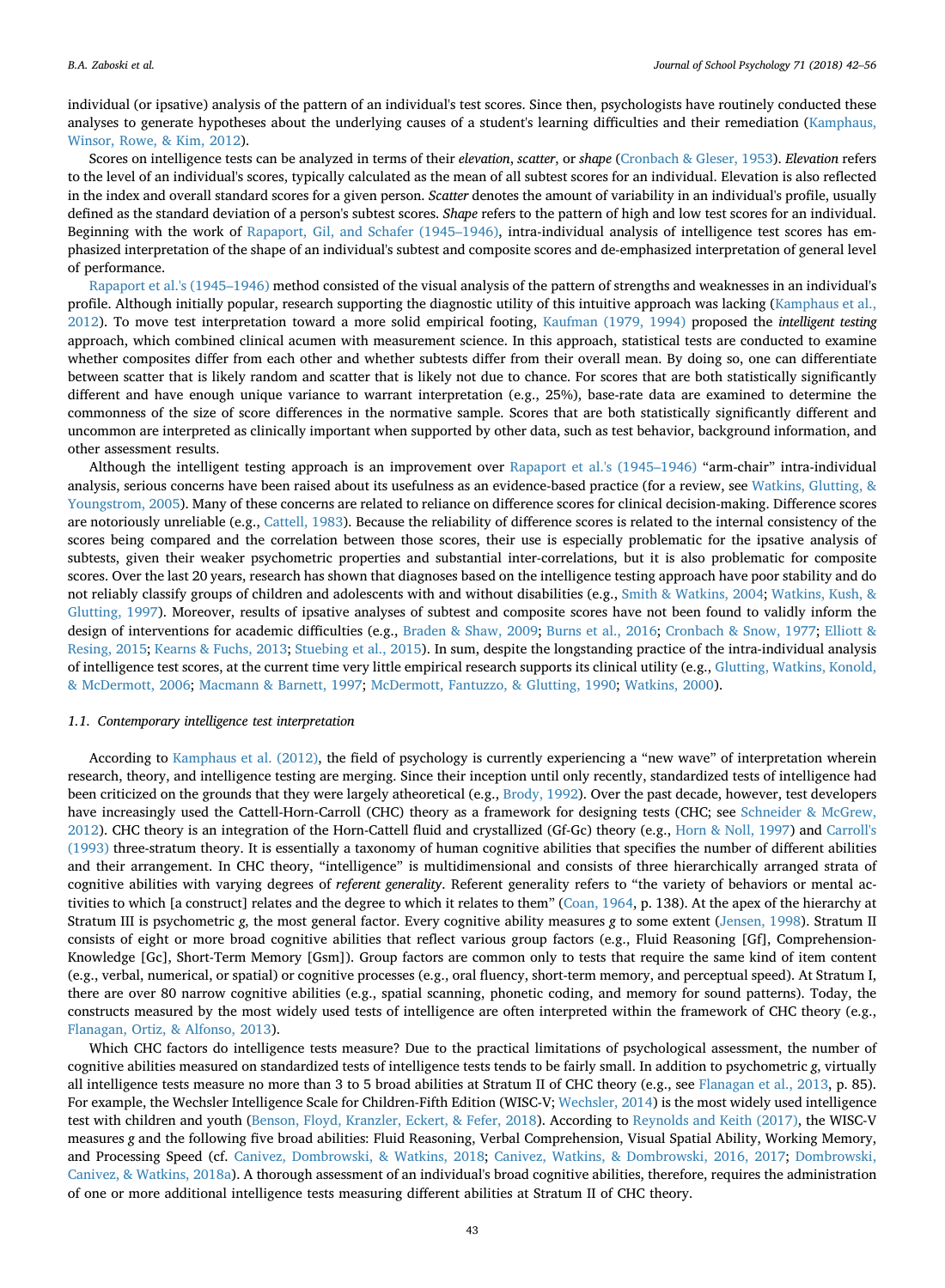individual (or ipsative) analysis of the pattern of an individual's test scores. Since then, psychologists have routinely conducted these analyses to generate hypotheses about the underlying causes of a student's learning difficulties and their remediation (Kamphaus, Winsor, Rowe, & Kim, 2012).

Scores on intelligence tests can be analyzed in terms of their *elevation*, *scatter*, or *shape* (Cronbach & Gleser, 1953). *Elevation* refers to the level of an individual's scores, typically calculated as the mean of all subtest scores for an individual. Elevation is also reflected in the index and overall standard scores for a given person. *Scatter* denotes the amount of variability in an individual's profile, usually defined as the standard deviation of a person's subtest scores. *Shape* refers to the pattern of high and low test scores for an individual. Beginning with the work of Rapaport, Gil, and Schafer (1945–1946), intra-individual analysis of intelligence test scores has emphasized interpretation of the shape of an individual's subtest and composite scores and de-emphasized interpretation of general level of performance.

Rapaport et al.'s (1945–1946) method consisted of the visual analysis of the pattern of strengths and weaknesses in an individual's profile. Although initially popular, research supporting the diagnostic utility of this intuitive approach was lacking (Kamphaus et al., 2012). To move test interpretation toward a more solid empirical footing, Kaufman (1979, 1994) proposed the *intelligent testing* approach, which combined clinical acumen with measurement science. In this approach, statistical tests are conducted to examine whether composites differ from each other and whether subtests differ from their overall mean. By doing so, one can differentiate between scatter that is likely random and scatter that is likely not due to chance. For scores that are both statistically significantly different and have enough unique variance to warrant interpretation (e.g., 25%), base-rate data are examined to determine the commonness of the size of score differences in the normative sample. Scores that are both statistically significantly different and uncommon are interpreted as clinically important when supported by other data, such as test behavior, background information, and other assessment results.

Although the intelligent testing approach is an improvement over Rapaport et al.'s (1945–1946) "arm-chair" intra-individual analysis, serious concerns have been raised about its usefulness as an evidence-based practice (for a review, see Watkins, Glutting, & Youngstrom, 2005). Many of these concerns are related to reliance on difference scores for clinical decision-making. Difference scores are notoriously unreliable (e.g., Cattell, 1983). Because the reliability of difference scores is related to the internal consistency of the scores being compared and the correlation between those scores, their use is especially problematic for the ipsative analysis of subtests, given their weaker psychometric properties and substantial inter-correlations, but it is also problematic for composite scores. Over the last 20 years, research has shown that diagnoses based on the intelligence testing approach have poor stability and do not reliably classify groups of children and adolescents with and without disabilities (e.g., Smith & Watkins, 2004; Watkins, Kush, & Glutting, 1997). Moreover, results of ipsative analyses of subtest and composite scores have not been found to validly inform the design of interventions for academic difficulties (e.g., Braden & Shaw, 2009; Burns et al., 2016; Cronbach & Snow, 1977; Elliott & Resing, 2015; Kearns & Fuchs, 2013; Stuebing et al., 2015). In sum, despite the longstanding practice of the intra-individual analysis of intelligence test scores, at the current time very little empirical research supports its clinical utility (e.g., Glutting, Watkins, Konold, & McDermott, 2006; Macmann & Barnett, 1997; McDermott, Fantuzzo, & Glutting, 1990; Watkins, 2000).

### 1.1. Contemporary intelligence test interpretation

According to Kamphaus et al. (2012), the field of psychology is currently experiencing a "new wave" of interpretation wherein research, theory, and intelligence testing are merging. Since their inception until only recently, standardized tests of intelligence had been criticized on the grounds that they were largely atheoretical (e.g., Brody, 1992). Over the past decade, however, test developers have increasingly used the Cattell-Horn-Carroll (CHC) theory as a framework for designing tests (CHC; see Schneider & McGrew, 2012). CHC theory is an integration of the Horn-Cattell fluid and crystallized (Gf-Gc) theory (e.g., Horn & Noll, 1997) and Carroll's (1993) three-stratum theory. It is essentially a taxonomy of human cognitive abilities that specifies the number of different abilities and their arrangement. In CHC theory, "intelligence" is multidimensional and consists of three hierarchically arranged strata of cognitive abilities with varying degrees of *referent generality*. Referent generality refers to "the variety of behaviors or mental activities to which [a construct] relates and the degree to which it relates to them" (Coan, 1964, p. 138). At the apex of the hierarchy at Stratum III is psychometric *g*, the most general factor. Every cognitive ability measures *g* to some extent (Jensen, 1998). Stratum II consists of eight or more broad cognitive abilities that reflect various group factors (e.g., Fluid Reasoning [Gf], Comprehension-Knowledge [Gc], Short-Term Memory [Gsm]). Group factors are common only to tests that require the same kind of item content (e.g., verbal, numerical, or spatial) or cognitive processes (e.g., oral fluency, short-term memory, and perceptual speed). At Stratum I, there are over 80 narrow cognitive abilities (e.g., spatial scanning, phonetic coding, and memory for sound patterns). Today, the constructs measured by the most widely used tests of intelligence are often interpreted within the framework of CHC theory (e.g., Flanagan, Ortiz, & Alfonso, 2013).

Which CHC factors do intelligence tests measure? Due to the practical limitations of psychological assessment, the number of cognitive abilities measured on standardized tests of intelligence tends to be fairly small. In addition to psychometric *g*, virtually all intelligence tests measure no more than 3 to 5 broad abilities at Stratum II of CHC theory (e.g., see Flanagan et al., 2013, p. 85). For example, the Wechsler Intelligence Scale for Children-Fifth Edition (WISC-V; Wechsler, 2014) is the most widely used intelligence test with children and youth (Benson, Floyd, Kranzler, Eckert, & Fefer, 2018). According to Reynolds and Keith (2017), the WISC-V measures *g* and the following five broad abilities: Fluid Reasoning, Verbal Comprehension, Visual Spatial Ability, Working Memory, and Processing Speed (cf. Canivez, Dombrowski, & Watkins, 2018; Canivez, Watkins, & Dombrowski, 2016, 2017; Dombrowski, Canivez, & Watkins, 2018a). A thorough assessment of an individual's broad cognitive abilities, therefore, requires the administration of one or more additional intelligence tests measuring different abilities at Stratum II of CHC theory.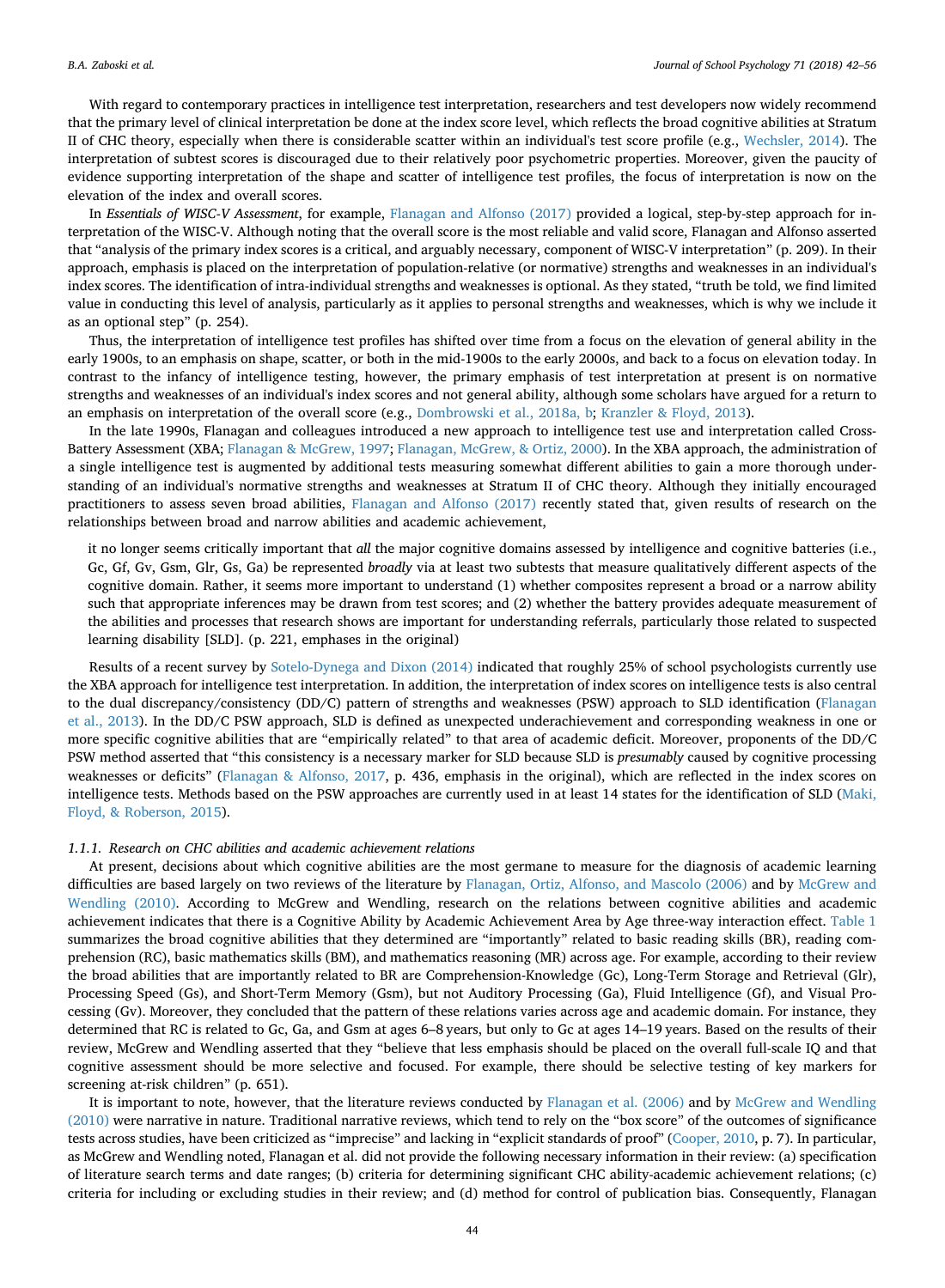With regard to contemporary practices in intelligence test interpretation, researchers and test developers now widely recommend that the primary level of clinical interpretation be done at the index score level, which reflects the broad cognitive abilities at Stratum II of CHC theory, especially when there is considerable scatter within an individual's test score profile (e.g., Wechsler, 2014). The interpretation of subtest scores is discouraged due to their relatively poor psychometric properties. Moreover, given the paucity of evidence supporting interpretation of the shape and scatter of intelligence test profiles, the focus of interpretation is now on the elevation of the index and overall scores.

In *Essentials of WISC-V Assessment*, for example, Flanagan and Alfonso (2017) provided a logical, step-by-step approach for interpretation of the WISC-V. Although noting that the overall score is the most reliable and valid score, Flanagan and Alfonso asserted that "analysis of the primary index scores is a critical, and arguably necessary, component of WISC-V interpretation" (p. 209). In their approach, emphasis is placed on the interpretation of population-relative (or normative) strengths and weaknesses in an individual's index scores. The identification of intra-individual strengths and weaknesses is optional. As they stated, "truth be told, we find limited value in conducting this level of analysis, particularly as it applies to personal strengths and weaknesses, which is why we include it as an optional step" (p. 254).

Thus, the interpretation of intelligence test profiles has shifted over time from a focus on the elevation of general ability in the early 1900s, to an emphasis on shape, scatter, or both in the mid-1900s to the early 2000s, and back to a focus on elevation today. In contrast to the infancy of intelligence testing, however, the primary emphasis of test interpretation at present is on normative strengths and weaknesses of an individual's index scores and not general ability, although some scholars have argued for a return to an emphasis on interpretation of the overall score (e.g., Dombrowski et al., 2018a, b; Kranzler & Floyd, 2013).

In the late 1990s, Flanagan and colleagues introduced a new approach to intelligence test use and interpretation called Cross-Battery Assessment (XBA; Flanagan & McGrew, 1997; Flanagan, McGrew, & Ortiz, 2000). In the XBA approach, the administration of a single intelligence test is augmented by additional tests measuring somewhat different abilities to gain a more thorough understanding of an individual's normative strengths and weaknesses at Stratum II of CHC theory. Although they initially encouraged practitioners to assess seven broad abilities, Flanagan and Alfonso (2017) recently stated that, given results of research on the relationships between broad and narrow abilities and academic achievement,

> it no longer seems critically important that *all* the major cognitive domains assessed by intelligence and cognitive batteries (i.e., Gc, Gf, Gv, Gsm, Glr, Gs, Ga) be represented *broadly* via at least two subtests that measure qualitatively different aspects of the cognitive domain. Rather, it seems more important to understand (1) whether composites represent a broad or a narrow ability such that appropriate inferences may be drawn from test scores; and (2) whether the battery provides adequate measurement of the abilities and processes that research shows are important for understanding referrals, particularly those related to suspected learning disability [SLD]. (p. 221, emphases in the original)

Results of a recent survey by Sotelo-Dynega and Dixon (2014) indicated that roughly 25% of school psychologists currently use the XBA approach for intelligence test interpretation. In addition, the interpretation of index scores on intelligence tests is also central to the dual discrepancy/consistency (DD/C) pattern of strengths and weaknesses (PSW) approach to SLD identification (Flanagan et al., 2013). In the DD/C PSW approach, SLD is defined as unexpected underachievement and corresponding weakness in one or more specific cognitive abilities that are "empirically related" to that area of academic deficit. Moreover, proponents of the DD/C PSW method asserted that "this consistency is a necessary marker for SLD because SLD is *presumably* caused by cognitive processing weaknesses or deficits" (Flanagan & Alfonso, 2017, p. 436, emphasis in the original), which are reflected in the index scores on intelligence tests. Methods based on the PSW approaches are currently used in at least 14 states for the identification of SLD (Maki, Floyd, & Roberson, 2015).

#### 1.1.1. Research on CHC abilities and academic achievement relations

At present, decisions about which cognitive abilities are the most germane to measure for the diagnosis of academic learning difficulties are based largely on two reviews of the literature by Flanagan, Ortiz, Alfonso, and Mascolo (2006) and by McGrew and Wendling (2010). According to McGrew and Wendling, research on the relations between cognitive abilities and academic achievement indicates that there is a Cognitive Ability by Academic Achievement Area by Age three-way interaction effect. Table 1 summarizes the broad cognitive abilities that they determined are "importantly" related to basic reading skills (BR), reading comprehension (RC), basic mathematics skills (BM), and mathematics reasoning (MR) across age. For example, according to their review the broad abilities that are importantly related to BR are Comprehension-Knowledge (Gc), Long-Term Storage and Retrieval (Glr), Processing Speed (Gs), and Short-Term Memory (Gsm), but not Auditory Processing (Ga), Fluid Intelligence (Gf), and Visual Processing (Gv). Moreover, they concluded that the pattern of these relations varies across age and academic domain. For instance, they determined that RC is related to Gc, Ga, and Gsm at ages 6–8 years, but only to Gc at ages 14–19 years. Based on the results of their review, McGrew and Wendling asserted that they "believe that less emphasis should be placed on the overall full-scale IQ and that cognitive assessment should be more selective and focused. For example, there should be selective testing of key markers for screening at-risk children" (p. 651).

It is important to note, however, that the literature reviews conducted by Flanagan et al. (2006) and by McGrew and Wendling (2010) were narrative in nature. Traditional narrative reviews, which tend to rely on the "box score" of the outcomes of significance tests across studies, have been criticized as "imprecise" and lacking in "explicit standards of proof" (Cooper, 2010, p. 7). In particular, as McGrew and Wendling noted, Flanagan et al. did not provide the following necessary information in their review: (a) specification of literature search terms and date ranges; (b) criteria for determining significant CHC ability-academic achievement relations; (c) criteria for including or excluding studies in their review; and (d) method for control of publication bias. Consequently, Flanagan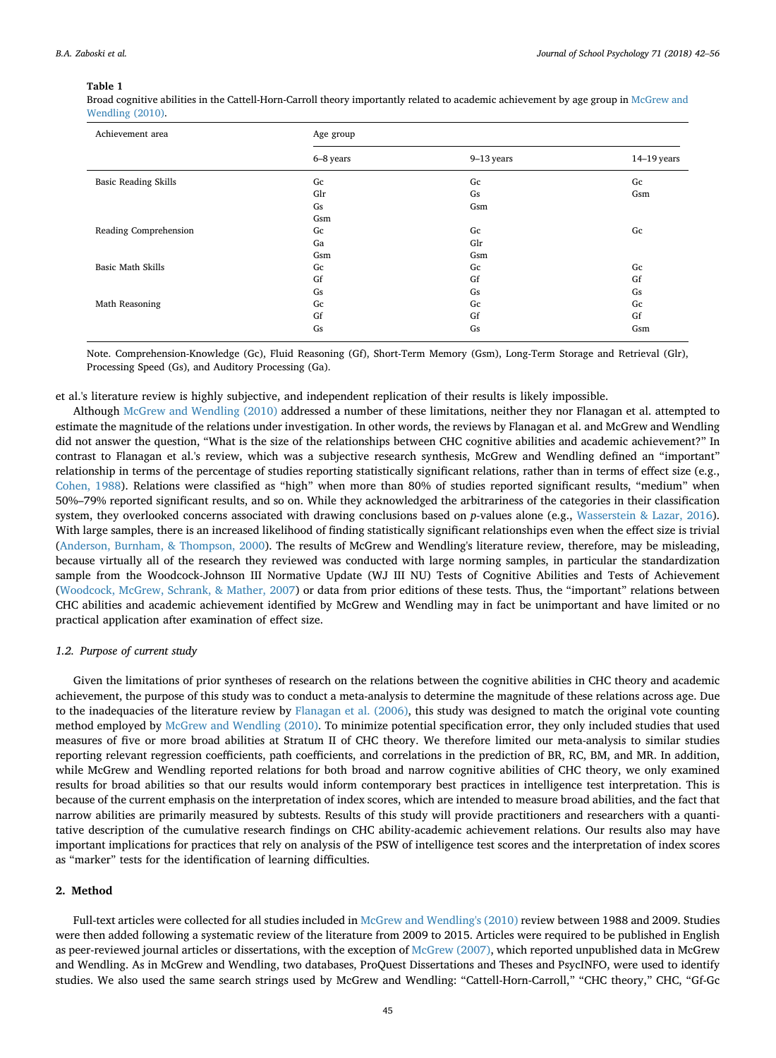**Table 1**

Broad cognitive abilities in the Cattell-Horn-Carroll theory importantly related to academic achievement by age group in McGrew and Wendling (2010).

| Achievement area | Age group | | |
|---|---|---|---|
| | 6–8 years | 9–13 years | 14–19 years |
| Basic Reading Skills | Gc | Gc | Gc |
| | Glr | Gs | Gsm |
| | Gs | Gsm | |
| | Gsm | | |
| Reading Comprehension | Gc | Gc | Gc |
| | Ga | Glr | |
| | Gsm | Gsm | |
| Basic Math Skills | Gc | Gc | Gc |
| | Gf | Gf | Gf |
| | Gs | Gs | Gs |
| Math Reasoning | Gc | Gc | Gc |
| | Gf | Gf | Gf |
| | Gs | Gs | Gsm |

Note. Comprehension-Knowledge (Gc), Fluid Reasoning (Gf), Short-Term Memory (Gsm), Long-Term Storage and Retrieval (Glr), Processing Speed (Gs), and Auditory Processing (Ga).

et al.'s literature review is highly subjective, and independent replication of their results is likely impossible.

Although McGrew and Wendling (2010) addressed a number of these limitations, neither they nor Flanagan et al. attempted to estimate the magnitude of the relations under investigation. In other words, the reviews by Flanagan et al. and McGrew and Wendling did not answer the question, "What is the size of the relationships between CHC cognitive abilities and academic achievement?" In contrast to Flanagan et al.'s review, which was a subjective research synthesis, McGrew and Wendling defined an "important" relationship in terms of the percentage of studies reporting statistically significant relations, rather than in terms of effect size (e.g., Cohen, 1988). Relations were classified as "high" when more than 80% of studies reported significant results, "medium" when 50%–79% reported significant results, and so on. While they acknowledged the arbitrariness of the categories in their classification system, they overlooked concerns associated with drawing conclusions based on *p*-values alone (e.g., Wasserstein & Lazar, 2016). With large samples, there is an increased likelihood of finding statistically significant relationships even when the effect size is trivial (Anderson, Burnham, & Thompson, 2000). The results of McGrew and Wendling's literature review, therefore, may be misleading, because virtually all of the research they reviewed was conducted with large norming samples, in particular the standardization sample from the Woodcock-Johnson III Normative Update (WJ III NU) Tests of Cognitive Abilities and Tests of Achievement (Woodcock, McGrew, Schrank, & Mather, 2007) or data from prior editions of these tests. Thus, the "important" relations between CHC abilities and academic achievement identified by McGrew and Wendling may in fact be unimportant and have limited or no practical application after examination of effect size.

### 1.2. *Purpose of current study*

Given the limitations of prior syntheses of research on the relations between the cognitive abilities in CHC theory and academic achievement, the purpose of this study was to conduct a meta-analysis to determine the magnitude of these relations across age. Due to the inadequacies of the literature review by Flanagan et al. (2006), this study was designed to match the original vote counting method employed by McGrew and Wendling (2010). To minimize potential specification error, they only included studies that used measures of five or more broad abilities at Stratum II of CHC theory. We therefore limited our meta-analysis to similar studies reporting relevant regression coefficients, path coefficients, and correlations in the prediction of BR, RC, BM, and MR. In addition, while McGrew and Wendling reported relations for both broad and narrow cognitive abilities of CHC theory, we only examined results for broad abilities so that our results would inform contemporary best practices in intelligence test interpretation. This is because of the current emphasis on the interpretation of index scores, which are intended to measure broad abilities, and the fact that narrow abilities are primarily measured by subtests. Results of this study will provide practitioners and researchers with a quantitative description of the cumulative research findings on CHC ability-academic achievement relations. Our results also may have important implications for practices that rely on analysis of the PSW of intelligence test scores and the interpretation of index scores as "marker" tests for the identification of learning difficulties.

## 2. Method

Full-text articles were collected for all studies included in McGrew and Wendling's (2010) review between 1988 and 2009. Studies were then added following a systematic review of the literature from 2009 to 2015. Articles were required to be published in English as peer-reviewed journal articles or dissertations, with the exception of McGrew (2007), which reported unpublished data in McGrew and Wendling. As in McGrew and Wendling, two databases, ProQuest Dissertations and Theses and PsycINFO, were used to identify studies. We also used the same search strings used by McGrew and Wendling: "Cattell-Horn-Carroll," "CHC theory," CHC, "Gf-Gc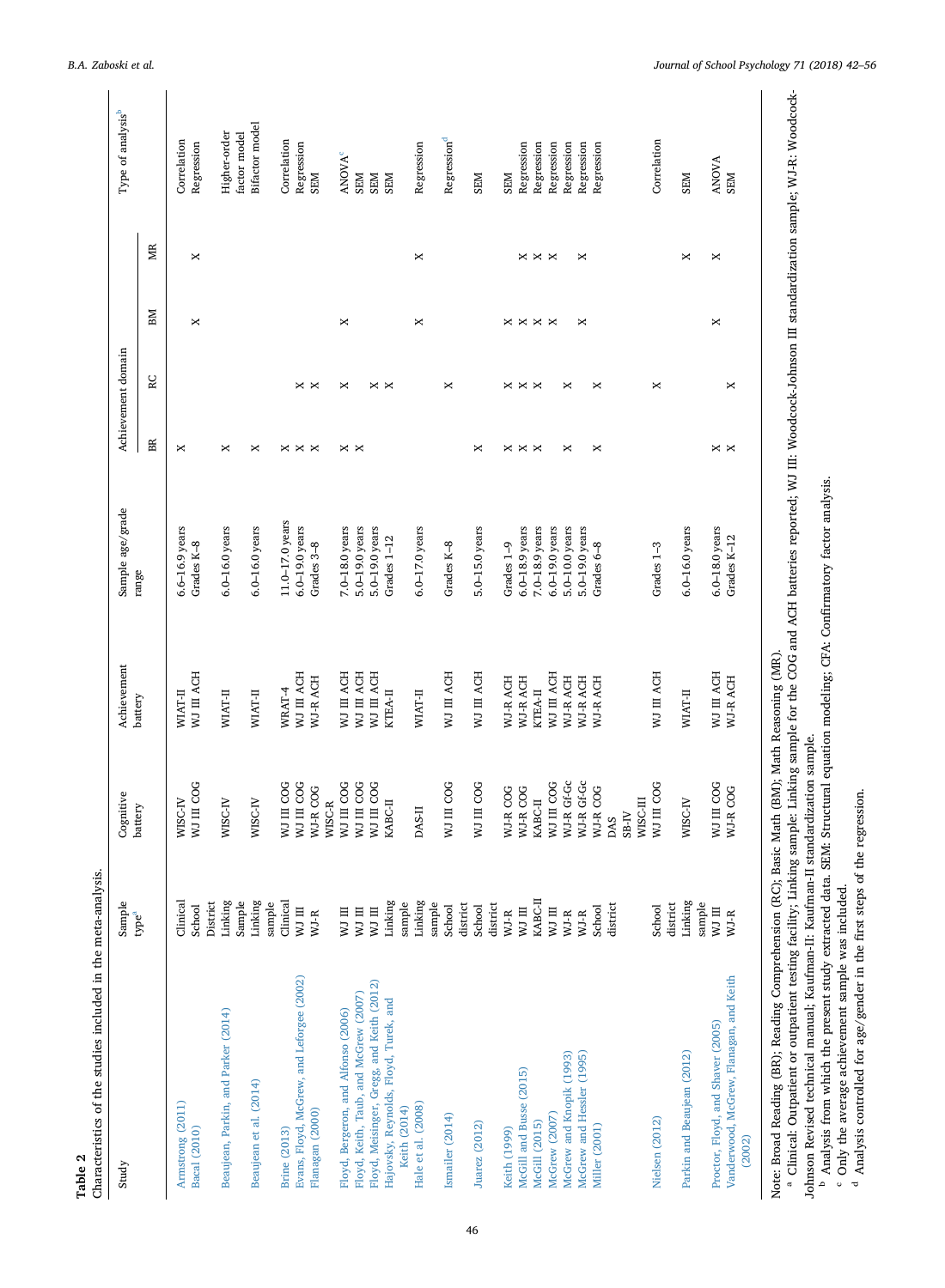**Table 2**
Characteristics of the studies included in the meta-analysis.

| Study | Sample type[a] | Cognitive battery | Achievement battery | Sample age/grade range | Achievement domain | | | | Type of analysis[b] |
|---|---|---|---|---|---|---|---|---|---|
| | | | | | BR | RC | BM | MR | |
| Armstrong (2011) | Clinical | WISC-IV | WIAT-II | 6.6–16.9 years | X | | | | Correlation |
| Bacal (2010) | School District | WJ III COG | WJ III ACH | Grades K–8 | | | X | X | Regression |
| Beaujean, Parkin, and Parker (2014) | Linking Sample | WISC-IV | WIAT-II | 6.0–16.0 years | X | | | | Higher-order factor model |
| Beaujean et al. (2014) | Linking sample | WISC-IV | WIAT-II | 6.0–16.0 years | X | | | | Bifactor model |
| Brine (2013) | Clinical | WJ III COG | WRAT-4 | 11.0–17.0 years | X | | | | Correlation |
| Evans, Floyd, McGrew, and Leforgee (2002) | WJ III | WJ III COG | WJ III ACH | 6.0–19.0 years | X | X | | | Regression |
| Flanagan (2000) | WJ-R | WJ-R COG WISC-R | WJ-R ACH | Grades 3–8 | X | X | | | SEM |
| Floyd, Bergeron, and Alfonso (2006) | WJ III | WJ III COG | WJ III ACH | 7.0–18.0 years | X | X | X | | ANOVA[c] |
| Floyd, Keith, Taub, and McGrew (2007) | WJ III | WJ III COG | WJ III ACH | 5.0–19.0 years | X | | | | SEM |
| Floyd, Meisinger, Gregg, and Keith (2012) | WJ III | WJ III COG | WJ III ACH | 5.0–19.0 years | | X | | | SEM |
| Hajovsky, Reynolds, Floyd, Turek, and Keith (2014) | Linking sample | KABC-II | KTEA-II | Grades 1–12 | | X | | | SEM |
| Hale et al. (2008) | Linking sample | DAS-II | WIAT-II | 6.0–17.0 years | | | X | X | Regression |
| Ismailer (2014) | School district | WJ III COG | WJ III ACH | Grades K–8 | | X | | | Regression[d] |
| Juarez (2012) | School district | WJ III COG | WJ III ACH | 5.0–15.0 years | X | | | | SEM |
| Keith (1999) | WJ-R | WJ-R COG | WJ-R ACH | Grades 1–9 | X | X | X | | SEM |
| McGill and Busse (2015) | WJ III | WJ-R COG | WJ-R ACH | 6.0–18.9 years | X | X | X | X | Regression |
| McGill (2015) | KABC-II | KABC-II | KTEA-II | 7.0–18.9 years | X | X | X | X | Regression |
| McGrew (2007) | WJ III | WJ III COG | WJ III ACH | 6.0–19.0 years | | | X | X | Regression |
| McGrew and Knopik (1993) | WJ-R | WJ-R Gf-Gc | WJ-R ACH | 5.0–10.0 years | X | X | | | Regression |
| McGrew and Hessler (1995) | WJ-R | WJ-R Gf-Gc | WJ-R ACH | 5.0–19.0 years | | | X | X | Regression |
| Miller (2001) | School district | WJ-R COG DAS SB-IV WISC-III | WJ-R ACH | Grades 6–8 | X | X | | | Regression |
| Nielsen (2012) | School district | WJ III COG | WJ III ACH | Grades 1–3 | | X | | | Correlation |
| Parkin and Beaujean (2012) | Linking sample | WISC-IV | WIAT-II | 6.0–16.0 years | | | | X | SEM |
| Proctor, Floyd, and Shaver (2005) | WJ III | WJ III COG | WJ III ACH | 6.0–18.0 years | X | | X | X | ANOVA |
| Vanderwood, McGrew, Flanagan, and Keith (2002) | WJ-R | WJ-R COG | WJ-R ACH | Grades K–12 | X | X | | | SEM |

Note: Broad Reading (BR); Reading Comprehension (RC); Basic Math (BM); Math Reasoning (MR).

[a] Clinical: Outpatient or outpatient testing facility; Linking sample: Linking sample for the COG and ACH batteries reported; WJ III: Woodcock-Johnson III standardization sample; WJ-R: Woodcock-Johnson Revised technical manual; Kaufman-II: Kaufman-II standardization sample.

[b] Analysis from which the present study extracted data. SEM: Structural equation modeling; CFA: Confirmatory factor analysis.

[c] Only the average achievement sample was included.

[d] Analysis controlled for age/gender in the first steps of the regression.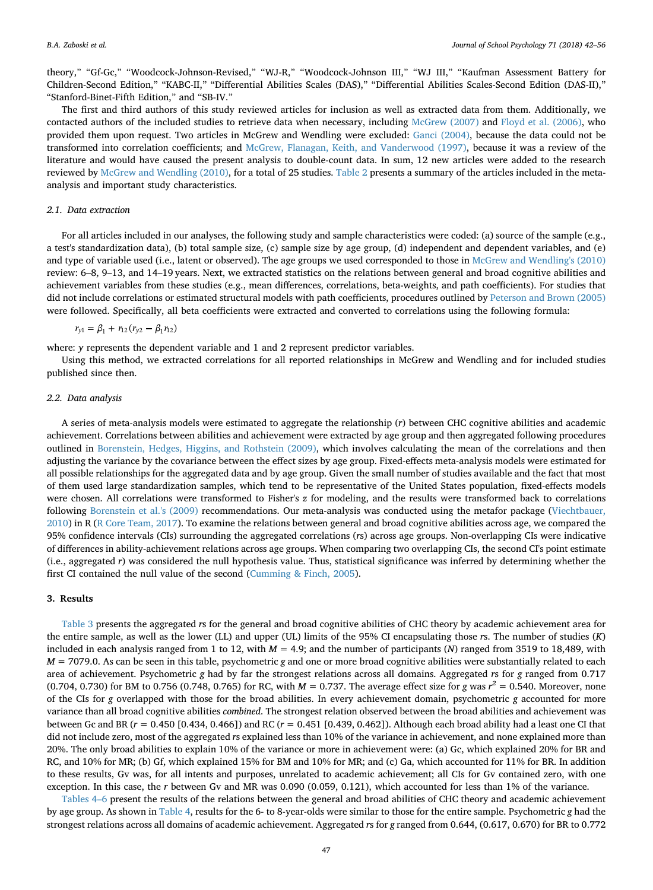theory," "Gf-Gc," "Woodcock-Johnson-Revised," "WJ-R," "Woodcock-Johnson III," "WJ III," "Kaufman Assessment Battery for Children-Second Edition," "KABC-II," "Differential Abilities Scales (DAS)," "Differential Abilities Scales-Second Edition (DAS-II)," "Stanford-Binet-Fifth Edition," and "SB-IV."

The first and third authors of this study reviewed articles for inclusion as well as extracted data from them. Additionally, we contacted authors of the included studies to retrieve data when necessary, including McGrew (2007) and Floyd et al. (2006), who provided them upon request. Two articles in McGrew and Wendling were excluded: Ganci (2004), because the data could not be transformed into correlation coefficients; and McGrew, Flanagan, Keith, and Vanderwood (1997), because it was a review of the literature and would have caused the present analysis to double-count data. In sum, 12 new articles were added to the research reviewed by McGrew and Wendling (2010), for a total of 25 studies. Table 2 presents a summary of the articles included in the meta-analysis and important study characteristics.

### 2.1. Data extraction

For all articles included in our analyses, the following study and sample characteristics were coded: (a) source of the sample (e.g., a test's standardization data), (b) total sample size, (c) sample size by age group, (d) independent and dependent variables, and (e) and type of variable used (i.e., latent or observed). The age groups we used corresponded to those in McGrew and Wendling's (2010) review: 6–8, 9–13, and 14–19 years. Next, we extracted statistics on the relations between general and broad cognitive abilities and achievement variables from these studies (e.g., mean differences, correlations, beta-weights, and path coefficients). For studies that did not include correlations or estimated structural models with path coefficients, procedures outlined by Peterson and Brown (2005) were followed. Specifically, all beta coefficients were extracted and converted to correlations using the following formula:

$$r_{y1} = \beta_1 + r_{12}(r_{y2} - \beta_1 r_{12})$$

where: $y$ represents the dependent variable and 1 and 2 represent predictor variables.

Using this method, we extracted correlations for all reported relationships in McGrew and Wendling and for included studies published since then.

### 2.2. Data analysis

A series of meta-analysis models were estimated to aggregate the relationship ($r$) between CHC cognitive abilities and academic achievement. Correlations between abilities and achievement were extracted by age group and then aggregated following procedures outlined in Borenstein, Hedges, Higgins, and Rothstein (2009), which involves calculating the mean of the correlations and then adjusting the variance by the covariance between the effect sizes by age group. Fixed-effects meta-analysis models were estimated for all possible relationships for the aggregated data and by age group. Given the small number of studies available and the fact that most of them used large standardization samples, which tend to be representative of the United States population, fixed-effects models were chosen. All correlations were transformed to Fisher's $z$ for modeling, and the results were transformed back to correlations following Borenstein et al.'s (2009) recommendations. Our meta-analysis was conducted using the metafor package (Viechtbauer, 2010) in R (R Core Team, 2017). To examine the relations between general and broad cognitive abilities across age, we compared the 95% confidence intervals (CIs) surrounding the aggregated correlations ($r$s) across age groups. Non-overlapping CIs were indicative of differences in ability-achievement relations across age groups. When comparing two overlapping CIs, the second CI's point estimate (i.e., aggregated $r$) was considered the null hypothesis value. Thus, statistical significance was inferred by determining whether the first CI contained the null value of the second (Cumming & Finch, 2005).

## 3. Results

Table 3 presents the aggregated $r$s for the general and broad cognitive abilities of CHC theory by academic achievement area for the entire sample, as well as the lower (LL) and upper (UL) limits of the 95% CI encapsulating those $r$s. The number of studies ($K$) included in each analysis ranged from 1 to 12, with $M = 4.9$; and the number of participants ($N$) ranged from 3519 to 18,489, with $M = 7079.0$. As can be seen in this table, psychometric $g$ and one or more broad cognitive abilities were substantially related to each area of achievement. Psychometric $g$ had by far the strongest relations across all domains. Aggregated $r$s for $g$ ranged from 0.717 (0.704, 0.730) for BM to 0.756 (0.748, 0.765) for RC, with $M = 0.737$. The average effect size for $g$ was $r^2 = 0.540$. Moreover, none of the CIs for $g$ overlapped with those for the broad abilities. In every achievement domain, psychometric $g$ accounted for more variance than all broad cognitive abilities *combined*. The strongest relation observed between the broad abilities and achievement was between Gc and BR ($r = 0.450$ [0.434, 0.466]) and RC ($r = 0.451$ [0.439, 0.462]). Although each broad ability had a least one CI that did not include zero, most of the aggregated $r$s explained less than 10% of the variance in achievement, and none explained more than 20%. The only broad abilities to explain 10% of the variance or more in achievement were: (a) Gc, which explained 20% for BR and RC, and 10% for MR; (b) Gf, which explained 15% for BM and 10% for MR; and (c) Ga, which accounted for 11% for BR. In addition to these results, Gv was, for all intents and purposes, unrelated to academic achievement; all CIs for Gv contained zero, with one exception. In this case, the $r$ between Gv and MR was 0.090 (0.059, 0.121), which accounted for less than 1% of the variance.

Tables 4–6 present the results of the relations between the general and broad abilities of CHC theory and academic achievement by age group. As shown in Table 4, results for the 6- to 8-year-olds were similar to those for the entire sample. Psychometric $g$ had the strongest relations across all domains of academic achievement. Aggregated $r$s for $g$ ranged from 0.644, (0.617, 0.670) for BR to 0.772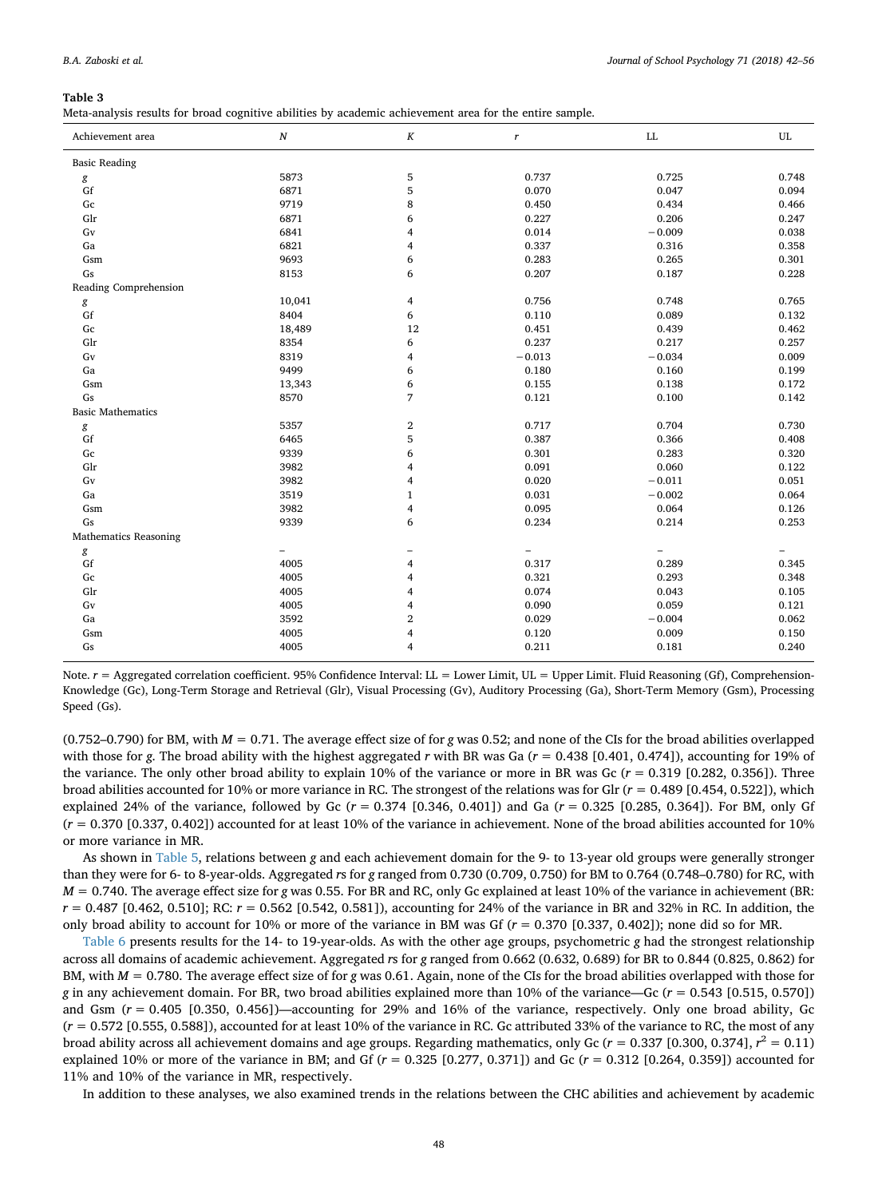**Table 3**
Meta-analysis results for broad cognitive abilities by academic achievement area for the entire sample.

| Achievement area | $N$ | $K$ | $r$ | LL | UL |
|---|---|---|---|---|---|
| Basic Reading | | | | | |
| *g* | 5873 | 5 | 0.737 | 0.725 | 0.748 |
| Gf | 6871 | 5 | 0.070 | 0.047 | 0.094 |
| Gc | 9719 | 8 | 0.450 | 0.434 | 0.466 |
| Glr | 6871 | 6 | 0.227 | 0.206 | 0.247 |
| Gv | 6841 | 4 | 0.014 | −0.009 | 0.038 |
| Ga | 6821 | 4 | 0.337 | 0.316 | 0.358 |
| Gsm | 9693 | 6 | 0.283 | 0.265 | 0.301 |
| Gs | 8153 | 6 | 0.207 | 0.187 | 0.228 |
| Reading Comprehension | | | | | |
| *g* | 10,041 | 4 | 0.756 | 0.748 | 0.765 |
| Gf | 8404 | 6 | 0.110 | 0.089 | 0.132 |
| Gc | 18,489 | 12 | 0.451 | 0.439 | 0.462 |
| Glr | 8354 | 6 | 0.237 | 0.217 | 0.257 |
| Gv | 8319 | 4 | −0.013 | −0.034 | 0.009 |
| Ga | 9499 | 6 | 0.180 | 0.160 | 0.199 |
| Gsm | 13,343 | 6 | 0.155 | 0.138 | 0.172 |
| Gs | 8570 | 7 | 0.121 | 0.100 | 0.142 |
| Basic Mathematics | | | | | |
| *g* | 5357 | 2 | 0.717 | 0.704 | 0.730 |
| Gf | 6465 | 5 | 0.387 | 0.366 | 0.408 |
| Gc | 9339 | 6 | 0.301 | 0.283 | 0.320 |
| Glr | 3982 | 4 | 0.091 | 0.060 | 0.122 |
| Gv | 3982 | 4 | 0.020 | −0.011 | 0.051 |
| Ga | 3519 | 1 | 0.031 | −0.002 | 0.064 |
| Gsm | 3982 | 4 | 0.095 | 0.064 | 0.126 |
| Gs | 9339 | 6 | 0.234 | 0.214 | 0.253 |
| Mathematics Reasoning | | | | | |
| *g* | – | – | – | – | – |
| Gf | 4005 | 4 | 0.317 | 0.289 | 0.345 |
| Gc | 4005 | 4 | 0.321 | 0.293 | 0.348 |
| Glr | 4005 | 4 | 0.074 | 0.043 | 0.105 |
| Gv | 4005 | 4 | 0.090 | 0.059 | 0.121 |
| Ga | 3592 | 2 | 0.029 | −0.004 | 0.062 |
| Gsm | 4005 | 4 | 0.120 | 0.009 | 0.150 |
| Gs | 4005 | 4 | 0.211 | 0.181 | 0.240 |

Note. $r$ = Aggregated correlation coefficient. 95% Confidence Interval: LL = Lower Limit, UL = Upper Limit. Fluid Reasoning (Gf), Comprehension-Knowledge (Gc), Long-Term Storage and Retrieval (Glr), Visual Processing (Gv), Auditory Processing (Ga), Short-Term Memory (Gsm), Processing Speed (Gs).

(0.752–0.790) for BM, with $M = 0.71$. The average effect size of for *g* was 0.52; and none of the CIs for the broad abilities overlapped with those for *g*. The broad ability with the highest aggregated *r* with BR was Ga ($r = 0.438$ [0.401, 0.474]), accounting for 19% of the variance. The only other broad ability to explain 10% of the variance or more in BR was Gc ($r = 0.319$ [0.282, 0.356]). Three broad abilities accounted for 10% or more variance in RC. The strongest of the relations was for Glr ($r = 0.489$ [0.454, 0.522]), which explained 24% of the variance, followed by Gc ($r = 0.374$ [0.346, 0.401]) and Ga ($r = 0.325$ [0.285, 0.364]). For BM, only Gf ($r = 0.370$ [0.337, 0.402]) accounted for at least 10% of the variance in achievement. None of the broad abilities accounted for 10% or more variance in MR.

As shown in Table 5, relations between *g* and each achievement domain for the 9- to 13-year old groups were generally stronger than they were for 6- to 8-year-olds. Aggregated *r*s for *g* ranged from 0.730 (0.709, 0.750) for BM to 0.764 (0.748–0.780) for RC, with $M = 0.740$. The average effect size for *g* was 0.55. For BR and RC, only Gc explained at least 10% of the variance in achievement (BR: $r = 0.487$ [0.462, 0.510]; RC: $r = 0.562$ [0.542, 0.581]), accounting for 24% of the variance in BR and 32% in RC. In addition, the only broad ability to account for 10% or more of the variance in BM was Gf ($r = 0.370$ [0.337, 0.402]); none did so for MR.

Table 6 presents results for the 14- to 19-year-olds. As with the other age groups, psychometric *g* had the strongest relationship across all domains of academic achievement. Aggregated *r*s for *g* ranged from 0.662 (0.632, 0.689) for BR to 0.844 (0.825, 0.862) for BM, with $M = 0.780$. The average effect size of for *g* was 0.61. Again, none of the CIs for the broad abilities overlapped with those for *g* in any achievement domain. For BR, two broad abilities explained more than 10% of the variance—Gc ($r = 0.543$ [0.515, 0.570]) and Gsm ($r = 0.405$ [0.350, 0.456])—accounting for 29% and 16% of the variance, respectively. Only one broad ability, Gc ($r = 0.572$ [0.555, 0.588]), accounted for at least 10% of the variance in RC. Gc attributed 33% of the variance to RC, the most of any broad ability across all achievement domains and age groups. Regarding mathematics, only Gc ($r = 0.337$ [0.300, 0.374], $r^2 = 0.11$) explained 10% or more of the variance in BM; and Gf ($r = 0.325$ [0.277, 0.371]) and Gc ($r = 0.312$ [0.264, 0.359]) accounted for 11% and 10% of the variance in MR, respectively.

In addition to these analyses, we also examined trends in the relations between the CHC abilities and achievement by academic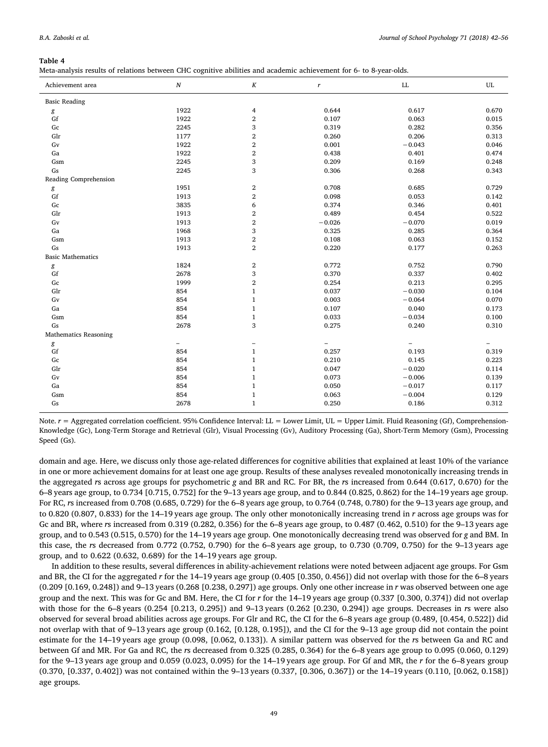**Table 4**
Meta-analysis results of relations between CHC cognitive abilities and academic achievement for 6- to 8-year-olds.

| Achievement area | *N* | *K* | *r* | LL | UL |
|---|---|---|---|---|---|
| Basic Reading | | | | | |
| *g* | 1922 | 4 | 0.644 | 0.617 | 0.670 |
| Gf | 1922 | 2 | 0.107 | 0.063 | 0.015 |
| Gc | 2245 | 3 | 0.319 | 0.282 | 0.356 |
| Glr | 1177 | 2 | 0.260 | 0.206 | 0.313 |
| Gv | 1922 | 2 | 0.001 | −0.043 | 0.046 |
| Ga | 1922 | 2 | 0.438 | 0.401 | 0.474 |
| Gsm | 2245 | 3 | 0.209 | 0.169 | 0.248 |
| Gs | 2245 | 3 | 0.306 | 0.268 | 0.343 |
| Reading Comprehension | | | | | |
| *g* | 1951 | 2 | 0.708 | 0.685 | 0.729 |
| Gf | 1913 | 2 | 0.098 | 0.053 | 0.142 |
| Gc | 3835 | 6 | 0.374 | 0.346 | 0.401 |
| Glr | 1913 | 2 | 0.489 | 0.454 | 0.522 |
| Gv | 1913 | 2 | −0.026 | −0.070 | 0.019 |
| Ga | 1968 | 3 | 0.325 | 0.285 | 0.364 |
| Gsm | 1913 | 2 | 0.108 | 0.063 | 0.152 |
| Gs | 1913 | 2 | 0.220 | 0.177 | 0.263 |
| Basic Mathematics | | | | | |
| *g* | 1824 | 2 | 0.772 | 0.752 | 0.790 |
| Gf | 2678 | 3 | 0.370 | 0.337 | 0.402 |
| Gc | 1999 | 2 | 0.254 | 0.213 | 0.295 |
| Glr | 854 | 1 | 0.037 | −0.030 | 0.104 |
| Gv | 854 | 1 | 0.003 | −0.064 | 0.070 |
| Ga | 854 | 1 | 0.107 | 0.040 | 0.173 |
| Gsm | 854 | 1 | 0.033 | −0.034 | 0.100 |
| Gs | 2678 | 3 | 0.275 | 0.240 | 0.310 |
| Mathematics Reasoning | | | | | |
| *g* | – | – | – | – | – |
| Gf | 854 | 1 | 0.257 | 0.193 | 0.319 |
| Gc | 854 | 1 | 0.210 | 0.145 | 0.223 |
| Glr | 854 | 1 | 0.047 | −0.020 | 0.114 |
| Gv | 854 | 1 | 0.073 | −0.006 | 0.139 |
| Ga | 854 | 1 | 0.050 | −0.017 | 0.117 |
| Gsm | 854 | 1 | 0.063 | −0.004 | 0.129 |
| Gs | 2678 | 1 | 0.250 | 0.186 | 0.312 |

Note. *r* = Aggregated correlation coefficient. 95% Confidence Interval: LL = Lower Limit, UL = Upper Limit. Fluid Reasoning (Gf), Comprehension-Knowledge (Gc), Long-Term Storage and Retrieval (Glr), Visual Processing (Gv), Auditory Processing (Ga), Short-Term Memory (Gsm), Processing Speed (Gs).

domain and age. Here, we discuss only those age-related differences for cognitive abilities that explained at least 10% of the variance in one or more achievement domains for at least one age group. Results of these analyses revealed monotonically increasing trends in the aggregated *r*s across age groups for psychometric *g* and BR and RC. For BR, the *r*s increased from 0.644 (0.617, 0.670) for the 6–8 years age group, to 0.734 [0.715, 0.752] for the 9–13 years age group, and to 0.844 (0.825, 0.862) for the 14–19 years age group. For RC, *r*s increased from 0.708 (0.685, 0.729) for the 6–8 years age group, to 0.764 (0.748, 0.780) for the 9–13 years age group, and to 0.820 (0.807, 0.833) for the 14–19 years age group. The only other monotonically increasing trend in *r* across age groups was for Gc and BR, where *r*s increased from 0.319 (0.282, 0.356) for the 6–8 years age group, to 0.487 (0.462, 0.510) for the 9–13 years age group, and to 0.543 (0.515, 0.570) for the 14–19 years age group. One monotonically decreasing trend was observed for *g* and BM. In this case, the *r*s decreased from 0.772 (0.752, 0.790) for the 6–8 years age group, to 0.730 (0.709, 0.750) for the 9–13 years age group, and to 0.622 (0.632, 0.689) for the 14–19 years age group.

In addition to these results, several differences in ability-achievement relations were noted between adjacent age groups. For Gsm and BR, the CI for the aggregated *r* for the 14–19 years age group (0.405 [0.350, 0.456]) did not overlap with those for the 6–8 years (0.209 [0.169, 0.248]) and 9–13 years (0.268 [0.238, 0.297]) age groups. Only one other increase in *r* was observed between one age group and the next. This was for Gc and BM. Here, the CI for *r* for the 14–19 years age group (0.337 [0.300, 0.374]) did not overlap with those for the 6–8 years (0.254 [0.213, 0.295]) and 9–13 years (0.262 [0.230, 0.294]) age groups. Decreases in *r*s were also observed for several broad abilities across age groups. For Glr and RC, the CI for the 6–8 years age group (0.489, [0.454, 0.522]) did not overlap with that of 9–13 years age group (0.162, [0.128, 0.195]), and the CI for the 9–13 age group did not contain the point estimate for the 14–19 years age group (0.098, [0.062, 0.133]). A similar pattern was observed for the *r*s between Ga and RC and between Gf and MR. For Ga and RC, the *r*s decreased from 0.325 (0.285, 0.364) for the 6–8 years age group to 0.095 (0.060, 0.129) for the 9–13 years age group and 0.059 (0.023, 0.095) for the 14–19 years age group. For Gf and MR, the *r* for the 6–8 years group (0.370, [0.337, 0.402]) was not contained within the 9–13 years (0.337, [0.306, 0.367]) or the 14–19 years (0.110, [0.062, 0.158]) age groups.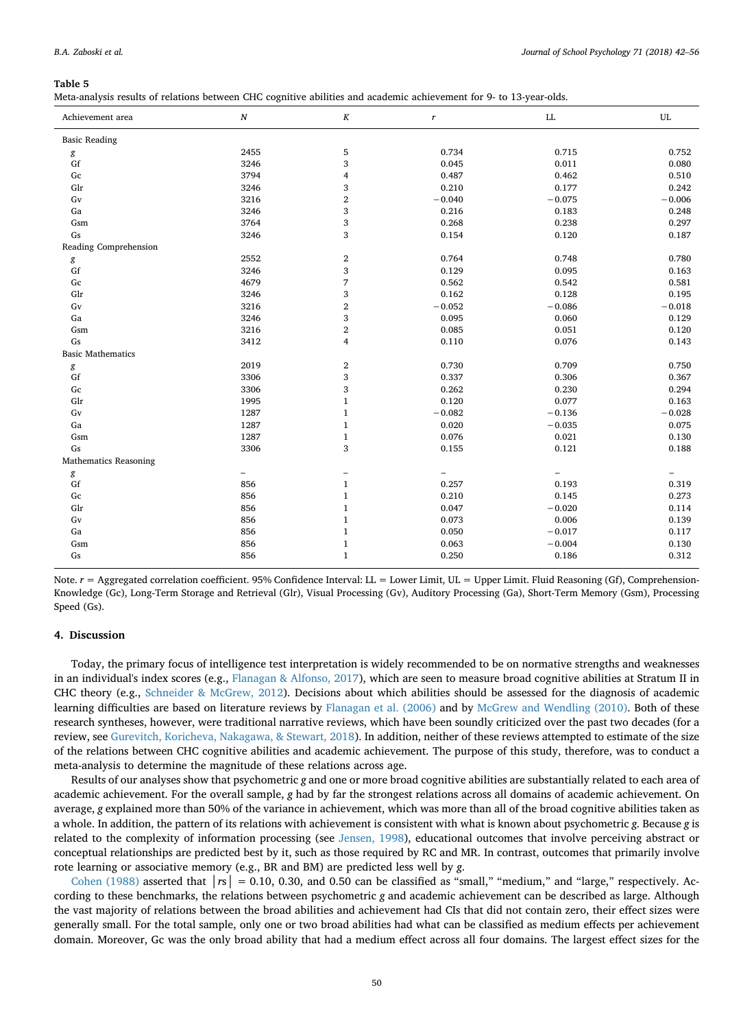**Table 5**
Meta-analysis results of relations between CHC cognitive abilities and academic achievement for 9- to 13-year-olds.

| Achievement area | $N$ | $K$ | $r$ | LL | UL |
|---|---|---|---|---|---|
| Basic Reading | | | | | |
| *g* | 2455 | 5 | 0.734 | 0.715 | 0.752 |
| Gf | 3246 | 3 | 0.045 | 0.011 | 0.080 |
| Gc | 3794 | 4 | 0.487 | 0.462 | 0.510 |
| Glr | 3246 | 3 | 0.210 | 0.177 | 0.242 |
| Gv | 3216 | 2 | −0.040 | −0.075 | −0.006 |
| Ga | 3246 | 3 | 0.216 | 0.183 | 0.248 |
| Gsm | 3764 | 3 | 0.268 | 0.238 | 0.297 |
| Gs | 3246 | 3 | 0.154 | 0.120 | 0.187 |
| Reading Comprehension | | | | | |
| *g* | 2552 | 2 | 0.764 | 0.748 | 0.780 |
| Gf | 3246 | 3 | 0.129 | 0.095 | 0.163 |
| Gc | 4679 | 7 | 0.562 | 0.542 | 0.581 |
| Glr | 3246 | 3 | 0.162 | 0.128 | 0.195 |
| Gv | 3216 | 2 | −0.052 | −0.086 | −0.018 |
| Ga | 3246 | 3 | 0.095 | 0.060 | 0.129 |
| Gsm | 3216 | 2 | 0.085 | 0.051 | 0.120 |
| Gs | 3412 | 4 | 0.110 | 0.076 | 0.143 |
| Basic Mathematics | | | | | |
| *g* | 2019 | 2 | 0.730 | 0.709 | 0.750 |
| Gf | 3306 | 3 | 0.337 | 0.306 | 0.367 |
| Gc | 3306 | 3 | 0.262 | 0.230 | 0.294 |
| Glr | 1995 | 1 | 0.120 | 0.077 | 0.163 |
| Gv | 1287 | 1 | −0.082 | −0.136 | −0.028 |
| Ga | 1287 | 1 | 0.020 | −0.035 | 0.075 |
| Gsm | 1287 | 1 | 0.076 | 0.021 | 0.130 |
| Gs | 3306 | 3 | 0.155 | 0.121 | 0.188 |
| Mathematics Reasoning | | | | | |
| *g* | – | – | – | – | – |
| Gf | 856 | 1 | 0.257 | 0.193 | 0.319 |
| Gc | 856 | 1 | 0.210 | 0.145 | 0.273 |
| Glr | 856 | 1 | 0.047 | −0.020 | 0.114 |
| Gv | 856 | 1 | 0.073 | 0.006 | 0.139 |
| Ga | 856 | 1 | 0.050 | −0.017 | 0.117 |
| Gsm | 856 | 1 | 0.063 | −0.004 | 0.130 |
| Gs | 856 | 1 | 0.250 | 0.186 | 0.312 |

Note. $r$ = Aggregated correlation coefficient. 95% Confidence Interval: LL = Lower Limit, UL = Upper Limit. Fluid Reasoning (Gf), Comprehension-Knowledge (Gc), Long-Term Storage and Retrieval (Glr), Visual Processing (Gv), Auditory Processing (Ga), Short-Term Memory (Gsm), Processing Speed (Gs).

## 4. Discussion

Today, the primary focus of intelligence test interpretation is widely recommended to be on normative strengths and weaknesses in an individual's index scores (e.g., Flanagan & Alfonso, 2017), which are seen to measure broad cognitive abilities at Stratum II in CHC theory (e.g., Schneider & McGrew, 2012). Decisions about which abilities should be assessed for the diagnosis of academic learning difficulties are based on literature reviews by Flanagan et al. (2006) and by McGrew and Wendling (2010). Both of these research syntheses, however, were traditional narrative reviews, which have been soundly criticized over the past two decades (for a review, see Gurevitch, Koricheva, Nakagawa, & Stewart, 2018). In addition, neither of these reviews attempted to estimate of the size of the relations between CHC cognitive abilities and academic achievement. The purpose of this study, therefore, was to conduct a meta-analysis to determine the magnitude of these relations across age.

Results of our analyses show that psychometric *g* and one or more broad cognitive abilities are substantially related to each area of academic achievement. For the overall sample, *g* had by far the strongest relations across all domains of academic achievement. On average, *g* explained more than 50% of the variance in achievement, which was more than all of the broad cognitive abilities taken as a whole. In addition, the pattern of its relations with achievement is consistent with what is known about psychometric *g*. Because *g* is related to the complexity of information processing (see Jensen, 1998), educational outcomes that involve perceiving abstract or conceptual relationships are predicted best by it, such as those required by RC and MR. In contrast, outcomes that primarily involve rote learning or associative memory (e.g., BR and BM) are predicted less well by *g*.

Cohen (1988) asserted that $|rs| = 0.10$, 0.30, and 0.50 can be classified as "small," "medium," and "large," respectively. According to these benchmarks, the relations between psychometric *g* and academic achievement can be described as large. Although the vast majority of relations between the broad abilities and achievement had CIs that did not contain zero, their effect sizes were generally small. For the total sample, only one or two broad abilities had what can be classified as medium effects per achievement domain. Moreover, Gc was the only broad ability that had a medium effect across all four domains. The largest effect sizes for the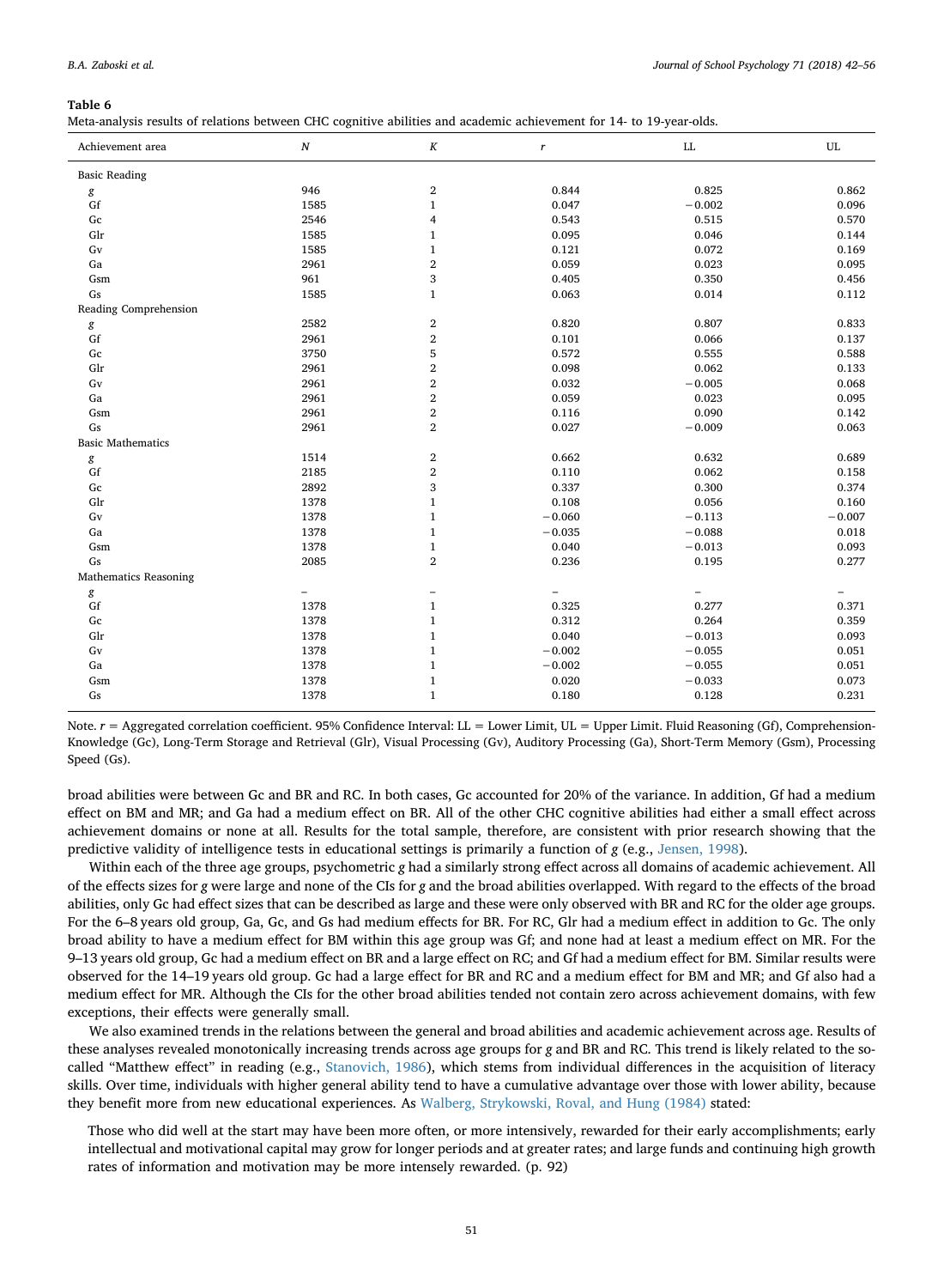**Table 6**
Meta-analysis results of relations between CHC cognitive abilities and academic achievement for 14- to 19-year-olds.

| Achievement area | *N* | *K* | *r* | LL | UL |
|---|---|---|---|---|---|
| Basic Reading | | | | | |
| *g* | 946 | 2 | 0.844 | 0.825 | 0.862 |
| Gf | 1585 | 1 | 0.047 | −0.002 | 0.096 |
| Gc | 2546 | 4 | 0.543 | 0.515 | 0.570 |
| Glr | 1585 | 1 | 0.095 | 0.046 | 0.144 |
| Gv | 1585 | 1 | 0.121 | 0.072 | 0.169 |
| Ga | 2961 | 2 | 0.059 | 0.023 | 0.095 |
| Gsm | 961 | 3 | 0.405 | 0.350 | 0.456 |
| Gs | 1585 | 1 | 0.063 | 0.014 | 0.112 |
| Reading Comprehension | | | | | |
| *g* | 2582 | 2 | 0.820 | 0.807 | 0.833 |
| Gf | 2961 | 2 | 0.101 | 0.066 | 0.137 |
| Gc | 3750 | 5 | 0.572 | 0.555 | 0.588 |
| Glr | 2961 | 2 | 0.098 | 0.062 | 0.133 |
| Gv | 2961 | 2 | 0.032 | −0.005 | 0.068 |
| Ga | 2961 | 2 | 0.059 | 0.023 | 0.095 |
| Gsm | 2961 | 2 | 0.116 | 0.090 | 0.142 |
| Gs | 2961 | 2 | 0.027 | −0.009 | 0.063 |
| Basic Mathematics | | | | | |
| *g* | 1514 | 2 | 0.662 | 0.632 | 0.689 |
| Gf | 2185 | 2 | 0.110 | 0.062 | 0.158 |
| Gc | 2892 | 3 | 0.337 | 0.300 | 0.374 |
| Glr | 1378 | 1 | 0.108 | 0.056 | 0.160 |
| Gv | 1378 | 1 | −0.060 | −0.113 | −0.007 |
| Ga | 1378 | 1 | −0.035 | −0.088 | 0.018 |
| Gsm | 1378 | 1 | 0.040 | −0.013 | 0.093 |
| Gs | 2085 | 2 | 0.236 | 0.195 | 0.277 |
| Mathematics Reasoning | | | | | |
| *g* | – | – | – | – | – |
| Gf | 1378 | 1 | 0.325 | 0.277 | 0.371 |
| Gc | 1378 | 1 | 0.312 | 0.264 | 0.359 |
| Glr | 1378 | 1 | 0.040 | −0.013 | 0.093 |
| Gv | 1378 | 1 | −0.002 | −0.055 | 0.051 |
| Ga | 1378 | 1 | −0.002 | −0.055 | 0.051 |
| Gsm | 1378 | 1 | 0.020 | −0.033 | 0.073 |
| Gs | 1378 | 1 | 0.180 | 0.128 | 0.231 |

Note. *r* = Aggregated correlation coefficient. 95% Confidence Interval: LL = Lower Limit, UL = Upper Limit. Fluid Reasoning (Gf), Comprehension-Knowledge (Gc), Long-Term Storage and Retrieval (Glr), Visual Processing (Gv), Auditory Processing (Ga), Short-Term Memory (Gsm), Processing Speed (Gs).

broad abilities were between Gc and BR and RC. In both cases, Gc accounted for 20% of the variance. In addition, Gf had a medium effect on BM and MR; and Ga had a medium effect on BR. All of the other CHC cognitive abilities had either a small effect across achievement domains or none at all. Results for the total sample, therefore, are consistent with prior research showing that the predictive validity of intelligence tests in educational settings is primarily a function of *g* (e.g., Jensen, 1998).

Within each of the three age groups, psychometric *g* had a similarly strong effect across all domains of academic achievement. All of the effects sizes for *g* were large and none of the CIs for *g* and the broad abilities overlapped. With regard to the effects of the broad abilities, only Gc had effect sizes that can be described as large and these were only observed with BR and RC for the older age groups. For the 6–8 years old group, Ga, Gc, and Gs had medium effects for BR. For RC, Glr had a medium effect in addition to Gc. The only broad ability to have a medium effect for BM within this age group was Gf; and none had at least a medium effect on MR. For the 9–13 years old group, Gc had a medium effect on BR and a large effect on RC; and Gf had a medium effect for BM. Similar results were observed for the 14–19 years old group. Gc had a large effect for BR and RC and a medium effect for BM and MR; and Gf also had a medium effect for MR. Although the CIs for the other broad abilities tended not contain zero across achievement domains, with few exceptions, their effects were generally small.

We also examined trends in the relations between the general and broad abilities and academic achievement across age. Results of these analyses revealed monotonically increasing trends across age groups for *g* and BR and RC. This trend is likely related to the so-called "Matthew effect" in reading (e.g., Stanovich, 1986), which stems from individual differences in the acquisition of literacy skills. Over time, individuals with higher general ability tend to have a cumulative advantage over those with lower ability, because they benefit more from new educational experiences. As Walberg, Strykowski, Roval, and Hung (1984) stated:

> Those who did well at the start may have been more often, or more intensively, rewarded for their early accomplishments; early intellectual and motivational capital may grow for longer periods and at greater rates; and large funds and continuing high growth rates of information and motivation may be more intensely rewarded. (p. 92)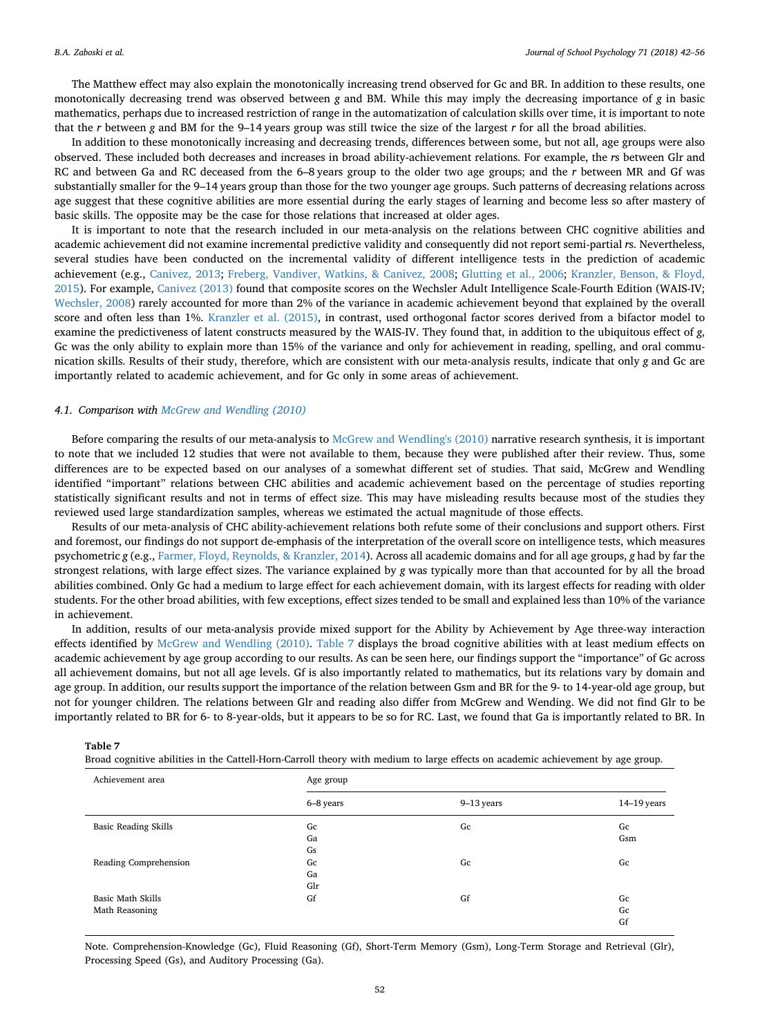The Matthew effect may also explain the monotonically increasing trend observed for Gc and BR. In addition to these results, one monotonically decreasing trend was observed between *g* and BM. While this may imply the decreasing importance of *g* in basic mathematics, perhaps due to increased restriction of range in the automatization of calculation skills over time, it is important to note that the *r* between *g* and BM for the 9–14 years group was still twice the size of the largest *r* for all the broad abilities.

In addition to these monotonically increasing and decreasing trends, differences between some, but not all, age groups were also observed. These included both decreases and increases in broad ability-achievement relations. For example, the *r*s between Glr and RC and between Ga and RC deceased from the 6–8 years group to the older two age groups; and the *r* between MR and Gf was substantially smaller for the 9–14 years group than those for the two younger age groups. Such patterns of decreasing relations across age suggest that these cognitive abilities are more essential during the early stages of learning and become less so after mastery of basic skills. The opposite may be the case for those relations that increased at older ages.

It is important to note that the research included in our meta-analysis on the relations between CHC cognitive abilities and academic achievement did not examine incremental predictive validity and consequently did not report semi-partial *r*s. Nevertheless, several studies have been conducted on the incremental validity of different intelligence tests in the prediction of academic achievement (e.g., Canivez, 2013; Freberg, Vandiver, Watkins, & Canivez, 2008; Glutting et al., 2006; Kranzler, Benson, & Floyd, 2015). For example, Canivez (2013) found that composite scores on the Wechsler Adult Intelligence Scale-Fourth Edition (WAIS-IV; Wechsler, 2008) rarely accounted for more than 2% of the variance in academic achievement beyond that explained by the overall score and often less than 1%. Kranzler et al. (2015), in contrast, used orthogonal factor scores derived from a bifactor model to examine the predictiveness of latent constructs measured by the WAIS-IV. They found that, in addition to the ubiquitous effect of *g*, Gc was the only ability to explain more than 15% of the variance and only for achievement in reading, spelling, and oral communication skills. Results of their study, therefore, which are consistent with our meta-analysis results, indicate that only *g* and Gc are importantly related to academic achievement, and for Gc only in some areas of achievement.

### 4.1. Comparison with McGrew and Wendling (2010)

Before comparing the results of our meta-analysis to McGrew and Wendling's (2010) narrative research synthesis, it is important to note that we included 12 studies that were not available to them, because they were published after their review. Thus, some differences are to be expected based on our analyses of a somewhat different set of studies. That said, McGrew and Wendling identified "important" relations between CHC abilities and academic achievement based on the percentage of studies reporting statistically significant results and not in terms of effect size. This may have misleading results because most of the studies they reviewed used large standardization samples, whereas we estimated the actual magnitude of those effects.

Results of our meta-analysis of CHC ability-achievement relations both refute some of their conclusions and support others. First and foremost, our findings do not support de-emphasis of the interpretation of the overall score on intelligence tests, which measures psychometric *g* (e.g., Farmer, Floyd, Reynolds, & Kranzler, 2014). Across all academic domains and for all age groups, *g* had by far the strongest relations, with large effect sizes. The variance explained by *g* was typically more than that accounted for by all the broad abilities combined. Only Gc had a medium to large effect for each achievement domain, with its largest effects for reading with older students. For the other broad abilities, with few exceptions, effect sizes tended to be small and explained less than 10% of the variance in achievement.

In addition, results of our meta-analysis provide mixed support for the Ability by Achievement by Age three-way interaction effects identified by McGrew and Wendling (2010). Table 7 displays the broad cognitive abilities with at least medium effects on academic achievement by age group according to our results. As can be seen here, our findings support the "importance" of Gc across all achievement domains, but not all age levels. Gf is also importantly related to mathematics, but its relations vary by domain and age group. In addition, our results support the importance of the relation between Gsm and BR for the 9- to 14-year-old age group, but not for younger children. The relations between Glr and reading also differ from McGrew and Wending. We did not find Glr to be importantly related to BR for 6- to 8-year-olds, but it appears to be so for RC. Last, we found that Ga is importantly related to BR. In

**Table 7**
Broad cognitive abilities in the Cattell-Horn-Carroll theory with medium to large effects on academic achievement by age group.

| Achievement area | Age group | | |
|---|---|---|---|
| | 6–8 years | 9–13 years | 14–19 years |
| Basic Reading Skills | Gc<br>Ga<br>Gs | Gc | Gc<br>Gsm |
| Reading Comprehension | Gc<br>Ga<br>Glr | Gc | Gc |
| Basic Math Skills | Gf | Gf | Gc |
| Math Reasoning | | | Gc<br>Gf |

Note. Comprehension-Knowledge (Gc), Fluid Reasoning (Gf), Short-Term Memory (Gsm), Long-Term Storage and Retrieval (Glr), Processing Speed (Gs), and Auditory Processing (Ga).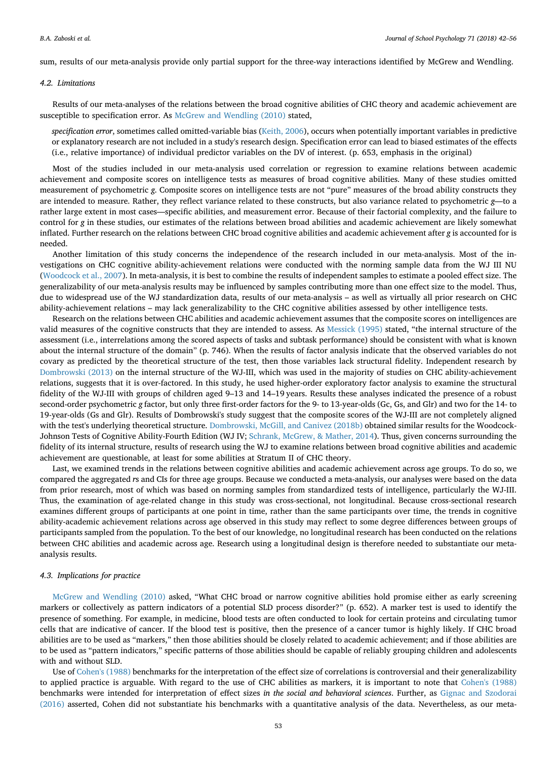sum, results of our meta-analysis provide only partial support for the three-way interactions identified by McGrew and Wendling.

### 4.2. Limitations

Results of our meta-analyses of the relations between the broad cognitive abilities of CHC theory and academic achievement are susceptible to specification error. As McGrew and Wendling (2010) stated,

> *specification error*, sometimes called omitted-variable bias (Keith, 2006), occurs when potentially important variables in predictive or explanatory research are not included in a study's research design. Specification error can lead to biased estimates of the effects (i.e., relative importance) of individual predictor variables on the DV of interest. (p. 653, emphasis in the original)

Most of the studies included in our meta-analysis used correlation or regression to examine relations between academic achievement and composite scores on intelligence tests as measures of broad cognitive abilities. Many of these studies omitted measurement of psychometric *g*. Composite scores on intelligence tests are not "pure" measures of the broad ability constructs they are intended to measure. Rather, they reflect variance related to these constructs, but also variance related to psychometric *g*—to a rather large extent in most cases—specific abilities, and measurement error. Because of their factorial complexity, and the failure to control for *g* in these studies, our estimates of the relations between broad abilities and academic achievement are likely somewhat inflated. Further research on the relations between CHC broad cognitive abilities and academic achievement after *g* is accounted for is needed.

Another limitation of this study concerns the independence of the research included in our meta-analysis. Most of the investigations on CHC cognitive ability-achievement relations were conducted with the norming sample data from the WJ III NU (Woodcock et al., 2007). In meta-analysis, it is best to combine the results of independent samples to estimate a pooled effect size. The generalizability of our meta-analysis results may be influenced by samples contributing more than one effect size to the model. Thus, due to widespread use of the WJ standardization data, results of our meta-analysis – as well as virtually all prior research on CHC ability-achievement relations – may lack generalizability to the CHC cognitive abilities assessed by other intelligence tests.

Research on the relations between CHC abilities and academic achievement assumes that the composite scores on intelligences are valid measures of the cognitive constructs that they are intended to assess. As Messick (1995) stated, "the internal structure of the assessment (i.e., interrelations among the scored aspects of tasks and subtask performance) should be consistent with what is known about the internal structure of the domain" (p. 746). When the results of factor analysis indicate that the observed variables do not covary as predicted by the theoretical structure of the test, then those variables lack structural fidelity. Independent research by Dombrowski (2013) on the internal structure of the WJ-III, which was used in the majority of studies on CHC ability-achievement relations, suggests that it is over-factored. In this study, he used higher-order exploratory factor analysis to examine the structural fidelity of the WJ-III with groups of children aged 9–13 and 14–19 years. Results these analyses indicated the presence of a robust second-order psychometric *g* factor, but only three first-order factors for the 9- to 13-year-olds (Gc, Gs, and Glr) and two for the 14- to 19-year-olds (Gs and Glr). Results of Dombrowski's study suggest that the composite scores of the WJ-III are not completely aligned with the test's underlying theoretical structure. Dombrowski, McGill, and Canivez (2018b) obtained similar results for the Woodcock-Johnson Tests of Cognitive Ability-Fourth Edition (WJ IV; Schrank, McGrew, & Mather, 2014). Thus, given concerns surrounding the fidelity of its internal structure, results of research using the WJ to examine relations between broad cognitive abilities and academic achievement are questionable, at least for some abilities at Stratum II of CHC theory.

Last, we examined trends in the relations between cognitive abilities and academic achievement across age groups. To do so, we compared the aggregated *r*s and CIs for three age groups. Because we conducted a meta-analysis, our analyses were based on the data from prior research, most of which was based on norming samples from standardized tests of intelligence, particularly the WJ-III. Thus, the examination of age-related change in this study was cross-sectional, not longitudinal. Because cross-sectional research examines different groups of participants at one point in time, rather than the same participants over time, the trends in cognitive ability-academic achievement relations across age observed in this study may reflect to some degree differences between groups of participants sampled from the population. To the best of our knowledge, no longitudinal research has been conducted on the relations between CHC abilities and academic across age. Research using a longitudinal design is therefore needed to substantiate our meta-analysis results.

### 4.3. Implications for practice

McGrew and Wendling (2010) asked, "What CHC broad or narrow cognitive abilities hold promise either as early screening markers or collectively as pattern indicators of a potential SLD process disorder?" (p. 652). A marker test is used to identify the presence of something. For example, in medicine, blood tests are often conducted to look for certain proteins and circulating tumor cells that are indicative of cancer. If the blood test is positive, then the presence of a cancer tumor is highly likely. If CHC broad abilities are to be used as "markers," then those abilities should be closely related to academic achievement; and if those abilities are to be used as "pattern indicators," specific patterns of those abilities should be capable of reliably grouping children and adolescents with and without SLD.

Use of Cohen's (1988) benchmarks for the interpretation of the effect size of correlations is controversial and their generalizability to applied practice is arguable. With regard to the use of CHC abilities as markers, it is important to note that Cohen's (1988) benchmarks were intended for interpretation of effect sizes *in the social and behavioral sciences*. Further, as Gignac and Szodorai (2016) asserted, Cohen did not substantiate his benchmarks with a quantitative analysis of the data. Nevertheless, as our meta-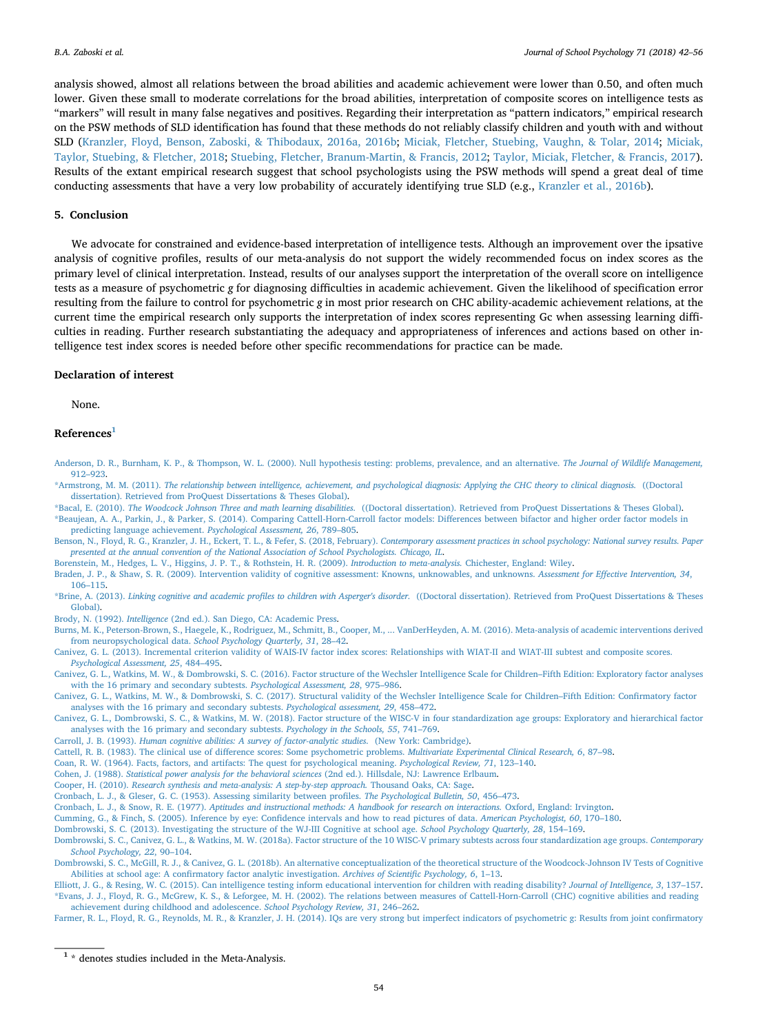analysis showed, almost all relations between the broad abilities and academic achievement were lower than 0.50, and often much lower. Given these small to moderate correlations for the broad abilities, interpretation of composite scores on intelligence tests as "markers" will result in many false negatives and positives. Regarding their interpretation as "pattern indicators," empirical research on the PSW methods of SLD identification has found that these methods do not reliably classify children and youth with and without SLD (Kranzler, Floyd, Benson, Zaboski, & Thibodaux, 2016a, 2016b; Miciak, Fletcher, Stuebing, Vaughn, & Tolar, 2014; Miciak, Taylor, Stuebing, & Fletcher, 2018; Stuebing, Fletcher, Branum-Martin, & Francis, 2012; Taylor, Miciak, Fletcher, & Francis, 2017). Results of the extant empirical research suggest that school psychologists using the PSW methods will spend a great deal of time conducting assessments that have a very low probability of accurately identifying true SLD (e.g., Kranzler et al., 2016b).

## 5. Conclusion

We advocate for constrained and evidence-based interpretation of intelligence tests. Although an improvement over the ipsative analysis of cognitive profiles, results of our meta-analysis do not support the widely recommended focus on index scores as the primary level of clinical interpretation. Instead, results of our analyses support the interpretation of the overall score on intelligence tests as a measure of psychometric *g* for diagnosing difficulties in academic achievement. Given the likelihood of specification error resulting from the failure to control for psychometric *g* in most prior research on CHC ability-academic achievement relations, at the current time the empirical research only supports the interpretation of index scores representing Gc when assessing learning difficulties in reading. Further research substantiating the adequacy and appropriateness of inferences and actions based on other intelligence test index scores is needed before other specific recommendations for practice can be made.

### Declaration of interest

None.

### References[1]

Anderson, D. R., Burnham, K. P., & Thompson, W. L. (2000). Null hypothesis testing: problems, prevalence, and an alternative. *The Journal of Wildlife Management,* 912–923.

*Armstrong, M. M. (2011). *The relationship between intelligence, achievement, and psychological diagnosis: Applying the CHC theory to clinical diagnosis.* ((Doctoral dissertation). Retrieved from ProQuest Dissertations & Theses Global).

*Bacal, E. (2010). *The Woodcock Johnson Three and math learning disabilities.* ((Doctoral dissertation). Retrieved from ProQuest Dissertations & Theses Global).

*Beaujean, A. A., Parkin, J., & Parker, S. (2014). Comparing Cattell-Horn-Carroll factor models: Differences between bifactor and higher order factor models in predicting language achievement. *Psychological Assessment, 26*, 789–805.

Benson, N., Floyd, R. G., Kranzler, J. H., Eckert, T. L., & Fefer, S. (2018, February). *Contemporary assessment practices in school psychology: National survey results. Paper presented at the annual convention of the National Association of School Psychologists. Chicago, IL*.

Borenstein, M., Hedges, L. V., Higgins, J. P. T., & Rothstein, H. R. (2009). *Introduction to meta-analysis.* Chichester, England: Wiley.

Braden, J. P., & Shaw, S. R. (2009). Intervention validity of cognitive assessment: Knowns, unknowables, and unknowns. *Assessment for Effective Intervention, 34*, 106–115.

*Brine, A. (2013). *Linking cognitive and academic profiles to children with Asperger's disorder.* ((Doctoral dissertation). Retrieved from ProQuest Dissertations & Theses Global).

Brody, N. (1992). *Intelligence* (2nd ed.). San Diego, CA: Academic Press.

Burns, M. K., Peterson-Brown, S., Haegele, K., Rodriguez, M., Schmitt, B., Cooper, M., ... VanDerHeyden, A. M. (2016). Meta-analysis of academic interventions derived from neuropsychological data. *School Psychology Quarterly, 31*, 28–42.

Canivez, G. L. (2013). Incremental criterion validity of WAIS-IV factor index scores: Relationships with WIAT-II and WIAT-III subtest and composite scores. *Psychological Assessment, 25*, 484–495.

Canivez, G. L., Watkins, M. W., & Dombrowski, S. C. (2016). Factor structure of the Wechsler Intelligence Scale for Children–Fifth Edition: Exploratory factor analyses with the 16 primary and secondary subtests. *Psychological Assessment, 28*, 975–986.

Canivez, G. L., Watkins, M. W., & Dombrowski, S. C. (2017). Structural validity of the Wechsler Intelligence Scale for Children–Fifth Edition: Confirmatory factor analyses with the 16 primary and secondary subtests. *Psychological assessment, 29*, 458–472.

Canivez, G. L., Dombrowski, S. C., & Watkins, M. W. (2018). Factor structure of the WISC-V in four standardization age groups: Exploratory and hierarchical factor analyses with the 16 primary and secondary subtests. *Psychology in the Schools, 55*, 741–769.

Carroll, J. B. (1993). *Human cognitive abilities: A survey of factor-analytic studies.* (New York: Cambridge).

Cattell, R. B. (1983). The clinical use of difference scores: Some psychometric problems. *Multivariate Experimental Clinical Research, 6*, 87–98.

Coan, R. W. (1964). Facts, factors, and artifacts: The quest for psychological meaning. *Psychological Review, 71*, 123–140.

Cohen, J. (1988). *Statistical power analysis for the behavioral sciences* (2nd ed.). Hillsdale, NJ: Lawrence Erlbaum.

Cooper, H. (2010). *Research synthesis and meta-analysis: A step-by-step approach.* Thousand Oaks, CA: Sage.

Cronbach, L. J., & Gleser, G. C. (1953). Assessing similarity between profiles. *The Psychological Bulletin, 50*, 456–473.

Cronbach, L. J., & Snow, R. E. (1977). *Aptitudes and instructional methods: A handbook for research on interactions.* Oxford, England: Irvington.

Cumming, G., & Finch, S. (2005). Inference by eye: Confidence intervals and how to read pictures of data. *American Psychologist, 60*, 170–180.

Dombrowski, S. C. (2013). Investigating the structure of the WJ-III Cognitive at school age. *School Psychology Quarterly, 28*, 154–169.

Dombrowski, S. C., Canivez, G. L., & Watkins, M. W. (2018a). Factor structure of the 10 WISC-V primary subtests across four standardization age groups. *Contemporary School Psychology, 22*, 90–104.

Dombrowski, S. C., McGill, R. J., & Canivez, G. L. (2018b). An alternative conceptualization of the theoretical structure of the Woodcock-Johnson IV Tests of Cognitive Abilities at school age: A confirmatory factor analytic investigation. *Archives of Scientific Psychology, 6*, 1–13.

Elliott, J. G., & Resing, W. C. (2015). Can intelligence testing inform educational intervention for children with reading disability? *Journal of Intelligence, 3*, 137–157.

*Evans, J. J., Floyd, R. G., McGrew, K. S., & Leforgee, M. H. (2002). The relations between measures of Cattell-Horn-Carroll (CHC) cognitive abilities and reading achievement during childhood and adolescence. *School Psychology Review, 31*, 246–262.

Farmer, R. L., Floyd, R. G., Reynolds, M. R., & Kranzler, J. H. (2014). IQs are very strong but imperfect indicators of psychometric g: Results from joint confirmatory

[1] * denotes studies included in the Meta-Analysis.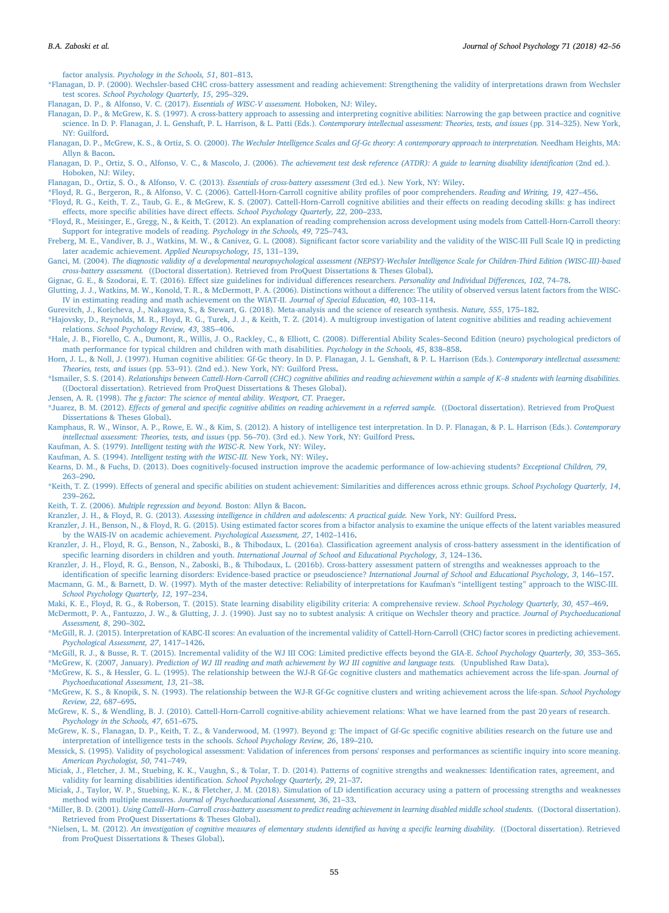factor analysis. *Psychology in the Schools, 51*, 801–813.

*Flanagan, D. P. (2000). Wechsler-based CHC cross-battery assessment and reading achievement: Strengthening the validity of interpretations drawn from Wechsler test scores. *School Psychology Quarterly, 15*, 295–329.

Flanagan, D. P., & Alfonso, V. C. (2017). *Essentials of WISC-V assessment.* Hoboken, NJ: Wiley.

Flanagan, D. P., & McGrew, K. S. (1997). A cross-battery approach to assessing and interpreting cognitive abilities: Narrowing the gap between practice and cognitive science. In D. P. Flanagan, J. L. Genshaft, P. L. Harrison, & L. Patti (Eds.). *Contemporary intellectual assessment: Theories, tests, and issues* (pp. 314–325). New York, NY: Guilford.

Flanagan, D. P., McGrew, K. S., & Ortiz, S. O. (2000). *The Wechsler Intelligence Scales and Gf-Gc theory: A contemporary approach to interpretation.* Needham Heights, MA: Allyn & Bacon.

Flanagan, D. P., Ortiz, S. O., Alfonso, V. C., & Mascolo, J. (2006). *The achievement test desk reference (ATDR): A guide to learning disability identification* (2nd ed.). Hoboken, NJ: Wiley.

Flanagan, D., Ortiz, S. O., & Alfonso, V. C. (2013). *Essentials of cross-battery assessment* (3rd ed.). New York, NY: Wiley.

*Floyd, R. G., Bergeron, R., & Alfonso, V. C. (2006). Cattell-Horn-Carroll cognitive ability profiles of poor comprehenders. *Reading and Writing, 19*, 427–456.

*Floyd, R. G., Keith, T. Z., Taub, G. E., & McGrew, K. S. (2007). Cattell-Horn-Carroll cognitive abilities and their effects on reading decoding skills: g has indirect effects, more specific abilities have direct effects. *School Psychology Quarterly, 22*, 200–233.

*Floyd, R., Meisinger, E., Gregg, N., & Keith, T. (2012). An explanation of reading comprehension across development using models from Cattell-Horn-Carroll theory: Support for integrative models of reading. *Psychology in the Schools, 49*, 725–743.

Freberg, M. E., Vandiver, B. J., Watkins, M. W., & Canivez, G. L. (2008). Significant factor score variability and the validity of the WISC-III Full Scale IQ in predicting later academic achievement. *Applied Neuropsychology, 15*, 131–139.

Ganci, M. (2004). *The diagnostic validity of a developmental neuropsychological assessment (NEPSY)-Wechsler Intelligence Scale for Children-Third Edition (WISC-III)-based cross-battery assessment.* ((Doctoral dissertation). Retrieved from ProQuest Dissertations & Theses Global).

Gignac, G. E., & Szodorai, E. T. (2016). Effect size guidelines for individual differences researchers. *Personality and Individual Differences, 102*, 74–78.

Glutting, J. J., Watkins, M. W., Konold, T. R., & McDermott, P. A. (2006). Distinctions without a difference: The utility of observed versus latent factors from the WISC-IV in estimating reading and math achievement on the WIAT-II. *Journal of Special Education, 40*, 103–114.

Gurevitch, J., Koricheva, J., Nakagawa, S., & Stewart, G. (2018). Meta-analysis and the science of research synthesis. *Nature, 555*, 175–182.

*Hajovsky, D., Reynolds, M. R., Floyd, R. G., Turek, J. J., & Keith, T. Z. (2014). A multigroup investigation of latent cognitive abilities and reading achievement relations. *School Psychology Review, 43*, 385–406.

*Hale, J. B., Fiorello, C. A., Dumont, R., Willis, J. O., Rackley, C., & Elliott, C. (2008). Differential Ability Scales–Second Edition (neuro) psychological predictors of math performance for typical children and children with math disabilities. *Psychology in the Schools, 45*, 838–858.

Horn, J. L., & Noll, J. (1997). Human cognitive abilities: Gf-Gc theory. In D. P. Flanagan, J. L. Genshaft, & P. L. Harrison (Eds.). *Contemporary intellectual assessment: Theories, tests, and issues* (pp. 53–91). (2nd ed.). New York, NY: Guilford Press.

*Ismailer, S. S. (2014). *Relationships between Cattell-Horn-Carroll (CHC) cognitive abilities and reading achievement within a sample of K–8 students with learning disabilities.* ((Doctoral dissertation). Retrieved from ProQuest Dissertations & Theses Global).

Jensen, A. R. (1998). *The g factor: The science of mental ability. Westport, CT.* Praeger.

*Juarez, B. M. (2012). *Effects of general and specific cognitive abilities on reading achievement in a referred sample.* ((Doctoral dissertation). Retrieved from ProQuest Dissertations & Theses Global).

Kamphaus, R. W., Winsor, A. P., Rowe, E. W., & Kim, S. (2012). A history of intelligence test interpretation. In D. P. Flanagan, & P. L. Harrison (Eds.). *Contemporary intellectual assessment: Theories, tests, and issues* (pp. 56–70). (3rd ed.). New York, NY: Guilford Press.

Kaufman, A. S. (1979). *Intelligent testing with the WISC-R.* New York, NY: Wiley.

Kaufman, A. S. (1994). *Intelligent testing with the WISC-III.* New York, NY: Wiley.

Kearns, D. M., & Fuchs, D. (2013). Does cognitively-focused instruction improve the academic performance of low-achieving students? *Exceptional Children, 79*, 263–290.

*Keith, T. Z. (1999). Effects of general and specific abilities on student achievement: Similarities and differences across ethnic groups. *School Psychology Quarterly, 14*, 239–262.

Keith, T. Z. (2006). *Multiple regression and beyond.* Boston: Allyn & Bacon.

Kranzler, J. H., & Floyd, R. G. (2013). *Assessing intelligence in children and adolescents: A practical guide.* New York, NY: Guilford Press.

Kranzler, J. H., Benson, N., & Floyd, R. G. (2015). Using estimated factor scores from a bifactor analysis to examine the unique effects of the latent variables measured by the WAIS-IV on academic achievement. *Psychological Assessment, 27*, 1402–1416.

Kranzler, J. H., Floyd, R. G., Benson, N., Zaboski, B., & Thibodaux, L. (2016a). Classification agreement analysis of cross-battery assessment in the identification of specific learning disorders in children and youth. *International Journal of School and Educational Psychology, 3*, 124–136.

Kranzler, J. H., Floyd, R. G., Benson, N., Zaboski, B., & Thibodaux, L. (2016b). Cross-battery assessment pattern of strengths and weaknesses approach to the identification of specific learning disorders: Evidence-based practice or pseudoscience? *International Journal of School and Educational Psychology, 3*, 146–157.

Macmann, G. M., & Barnett, D. W. (1997). Myth of the master detective: Reliability of interpretations for Kaufman's "intelligent testing" approach to the WISC-III. *School Psychology Quarterly, 12*, 197–234.

Maki, K. E., Floyd, R. G., & Roberson, T. (2015). State learning disability eligibility criteria: A comprehensive review. *School Psychology Quarterly, 30*, 457–469.

McDermott, P. A., Fantuzzo, J. W., & Glutting, J. J. (1990). Just say no to subtest analysis: A critique on Wechsler theory and practice. *Journal of Psychoeducational Assessment, 8*, 290–302.

*McGill, R. J. (2015). Interpretation of KABC-II scores: An evaluation of the incremental validity of Cattell-Horn-Carroll (CHC) factor scores in predicting achievement. *Psychological Assessment, 27*, 1417–1426.

*McGill, R. J., & Busse, R. T. (2015). Incremental validity of the WJ III COG: Limited predictive effects beyond the GIA-E. *School Psychology Quarterly, 30*, 353–365.

*McGrew, K. (2007, January). *Prediction of WJ III reading and math achievement by WJ III cognitive and language tests.* (Unpublished Raw Data).

*McGrew, K. S., & Hessler, G. L. (1995). The relationship between the WJ-R Gf-Gc cognitive clusters and mathematics achievement across the life-span. *Journal of Psychoeducational Assessment, 13*, 21–38.

*McGrew, K. S., & Knopik, S. N. (1993). The relationship between the WJ-R Gf-Gc cognitive clusters and writing achievement across the life-span. *School Psychology Review, 22*, 687–695.

McGrew, K. S., & Wendling, B. J. (2010). Cattell-Horn-Carroll cognitive-ability achievement relations: What we have learned from the past 20 years of research. *Psychology in the Schools, 47*, 651–675.

McGrew, K. S., Flanagan, D. P., Keith, T. Z., & Vanderwood, M. (1997). Beyond g: The impact of Gf-Gc specific cognitive abilities research on the future use and interpretation of intelligence tests in the schools. *School Psychology Review, 26*, 189–210.

Messick, S. (1995). Validity of psychological assessment: Validation of inferences from persons' responses and performances as scientific inquiry into score meaning. *American Psychologist, 50*, 741–749.

Miciak, J., Fletcher, J. M., Stuebing, K. K., Vaughn, S., & Tolar, T. D. (2014). Patterns of cognitive strengths and weaknesses: Identification rates, agreement, and validity for learning disabilities identification. *School Psychology Quarterly, 29*, 21–37.

Miciak, J., Taylor, W. P., Stuebing, K. K., & Fletcher, J. M. (2018). Simulation of LD identification accuracy using a pattern of processing strengths and weaknesses method with multiple measures. *Journal of Psychoeducational Assessment, 36*, 21–33.

*Miller, B. D. (2001). *Using Cattell–Horn–Carroll cross-battery assessment to predict reading achievement in learning disabled middle school students.* ((Doctoral dissertation). Retrieved from ProQuest Dissertations & Theses Global).

*Nielsen, L. M. (2012). *An investigation of cognitive measures of elementary students identified as having a specific learning disability.* ((Doctoral dissertation). Retrieved from ProQuest Dissertations & Theses Global).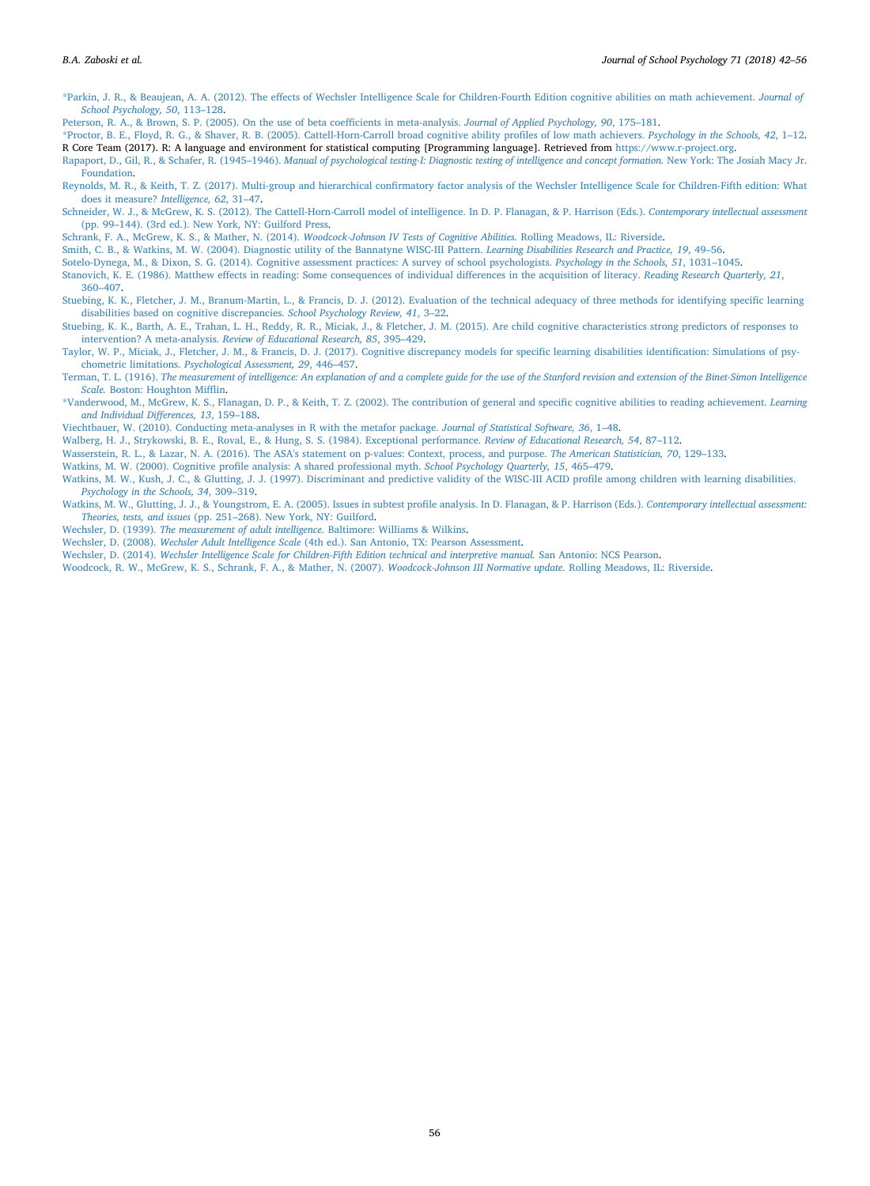*Parkin, J. R., & Beaujean, A. A. (2012). The effects of Wechsler Intelligence Scale for Children-Fourth Edition cognitive abilities on math achievement. *Journal of School Psychology, 50*, 113–128.

Peterson, R. A., & Brown, S. P. (2005). On the use of beta coefficients in meta-analysis. *Journal of Applied Psychology, 90*, 175–181.

*Proctor, B. E., Floyd, R. G., & Shaver, R. B. (2005). Cattell-Horn-Carroll broad cognitive ability profiles of low math achievers. *Psychology in the Schools, 42*, 1–12.

R Core Team (2017). R: A language and environment for statistical computing [Programming language]. Retrieved from https://www.r-project.org.

Rapaport, D., Gil, R., & Schafer, R. (1945–1946). *Manual of psychological testing-I: Diagnostic testing of intelligence and concept formation.* New York: The Josiah Macy Jr. Foundation.

Reynolds, M. R., & Keith, T. Z. (2017). Multi-group and hierarchical confirmatory factor analysis of the Wechsler Intelligence Scale for Children-Fifth edition: What does it measure? *Intelligence, 62*, 31–47.

Schneider, W. J., & McGrew, K. S. (2012). The Cattell-Horn-Carroll model of intelligence. In D. P. Flanagan, & P. Harrison (Eds.). *Contemporary intellectual assessment* (pp. 99–144). (3rd ed.). New York, NY: Guilford Press.

Schrank, F. A., McGrew, K. S., & Mather, N. (2014). *Woodcock-Johnson IV Tests of Cognitive Abilities.* Rolling Meadows, IL: Riverside.

Smith, C. B., & Watkins, M. W. (2004). Diagnostic utility of the Bannatyne WISC-III Pattern. *Learning Disabilities Research and Practice, 19*, 49–56.

Sotelo-Dynega, M., & Dixon, S. G. (2014). Cognitive assessment practices: A survey of school psychologists. *Psychology in the Schools, 51*, 1031–1045.

Stanovich, K. E. (1986). Matthew effects in reading: Some consequences of individual differences in the acquisition of literacy. *Reading Research Quarterly, 21*, 360–407.

Stuebing, K. K., Fletcher, J. M., Branum-Martin, L., & Francis, D. J. (2012). Evaluation of the technical adequacy of three methods for identifying specific learning disabilities based on cognitive discrepancies. *School Psychology Review, 41*, 3–22.

Stuebing, K. K., Barth, A. E., Trahan, L. H., Reddy, R. R., Miciak, J., & Fletcher, J. M. (2015). Are child cognitive characteristics strong predictors of responses to intervention? A meta-analysis. *Review of Educational Research, 85*, 395–429.

Taylor, W. P., Miciak, J., Fletcher, J. M., & Francis, D. J. (2017). Cognitive discrepancy models for specific learning disabilities identification: Simulations of psychometric limitations. *Psychological Assessment, 29*, 446–457.

Terman, T. L. (1916). *The measurement of intelligence: An explanation of and a complete guide for the use of the Stanford revision and extension of the Binet-Simon Intelligence Scale.* Boston: Houghton Mifflin.

*Vanderwood, M., McGrew, K. S., Flanagan, D. P., & Keith, T. Z. (2002). The contribution of general and specific cognitive abilities to reading achievement. *Learning and Individual Differences, 13*, 159–188.

Viechtbauer, W. (2010). Conducting meta-analyses in R with the metafor package. *Journal of Statistical Software, 36*, 1–48.

Walberg, H. J., Strykowski, B. E., Roval, E., & Hung, S. S. (1984). Exceptional performance. *Review of Educational Research, 54*, 87–112.

Wasserstein, R. L., & Lazar, N. A. (2016). The ASA's statement on p-values: Context, process, and purpose. *The American Statistician, 70*, 129–133.

Watkins, M. W. (2000). Cognitive profile analysis: A shared professional myth. *School Psychology Quarterly, 15*, 465–479.

Watkins, M. W., Kush, J. C., & Glutting, J. J. (1997). Discriminant and predictive validity of the WISC-III ACID profile among children with learning disabilities. *Psychology in the Schools, 34*, 309–319.

Watkins, M. W., Glutting, J. J., & Youngstrom, E. A. (2005). Issues in subtest profile analysis. In D. Flanagan, & P. Harrison (Eds.). *Contemporary intellectual assessment: Theories, tests, and issues* (pp. 251–268). New York, NY: Guilford.

Wechsler, D. (1939). *The measurement of adult intelligence.* Baltimore: Williams & Wilkins.

Wechsler, D. (2008). *Wechsler Adult Intelligence Scale* (4th ed.). San Antonio, TX: Pearson Assessment.

Wechsler, D. (2014). *Wechsler Intelligence Scale for Children-Fifth Edition technical and interpretive manual.* San Antonio: NCS Pearson.

Woodcock, R. W., McGrew, K. S., Schrank, F. A., & Mather, N. (2007). *Woodcock-Johnson III Normative update.* Rolling Meadows, IL: Riverside.